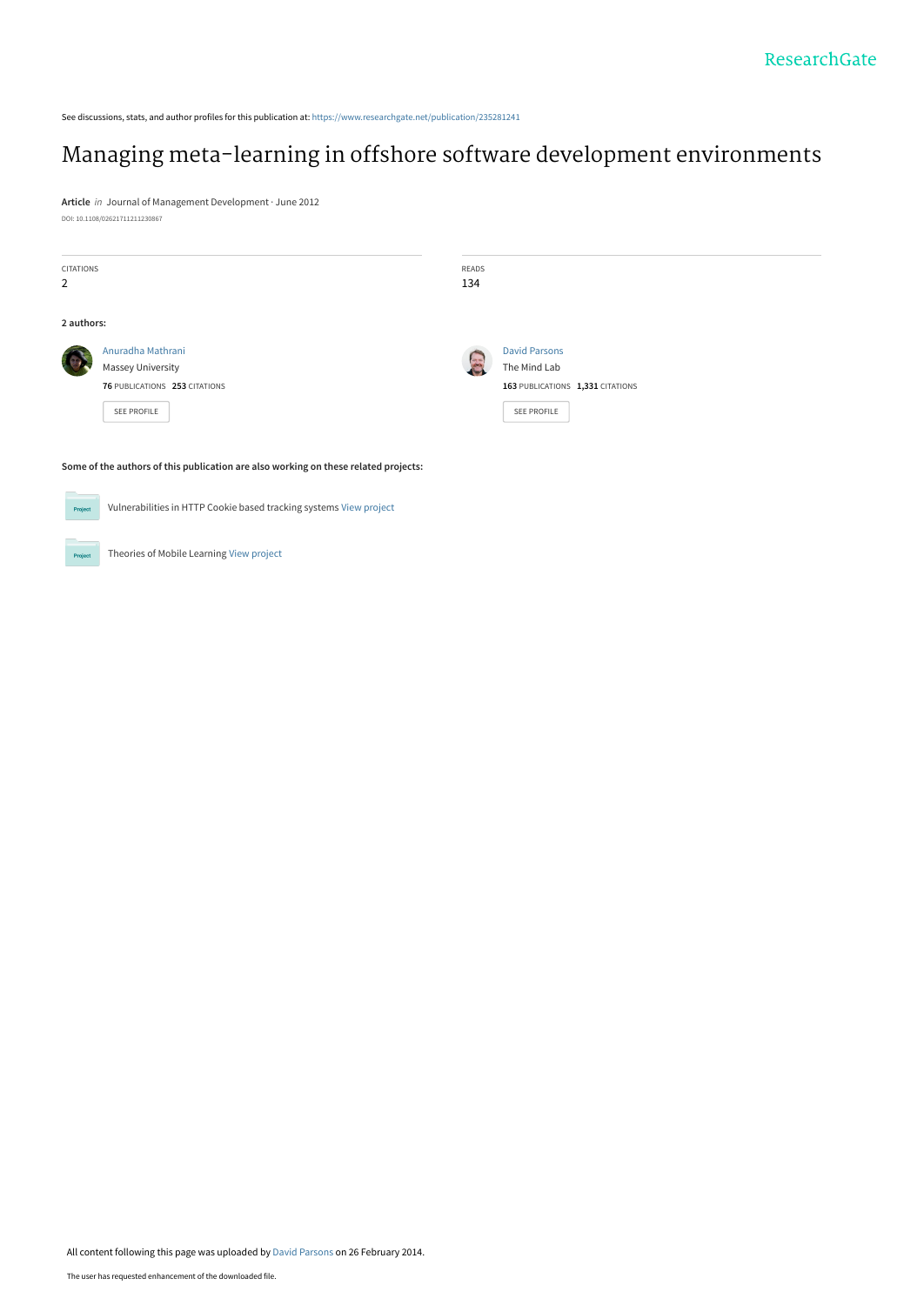See discussions, stats, and author profiles for this publication at: https://www.researchgate.net/publication/235281241

# Managing meta-learning in offshore software development environments

**Article** *in* Journal of Management Development · June 2012

DOI: 10.1108/02621711211230867

CITATIONS
2

READS
134

**2 authors:**

Anuradha Mathrani
Massey University
**76** PUBLICATIONS **253** CITATIONS

SEE PROFILE

David Parsons
The Mind Lab
**163** PUBLICATIONS **1,331** CITATIONS

SEE PROFILE

**Some of the authors of this publication are also working on these related projects:**

Vulnerabilities in HTTP Cookie based tracking systems View project

Theories of Mobile Learning View project

All content following this page was uploaded by David Parsons on 26 February 2014.

The user has requested enhancement of the downloaded file.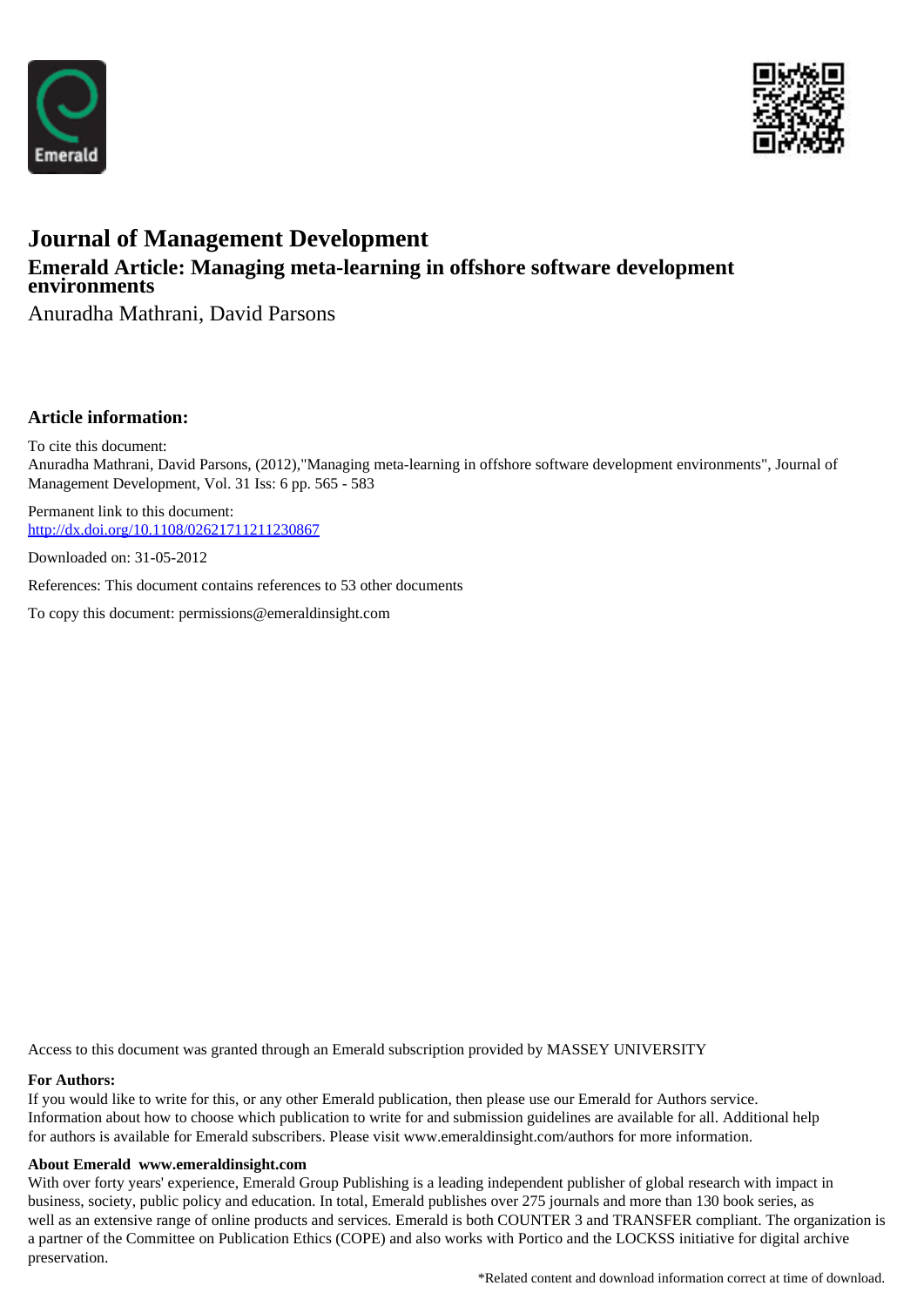# Journal of Management Development

## Emerald Article: Managing meta-learning in offshore software development environments

Anuradha Mathrani, David Parsons

### Article information:

To cite this document:
Anuradha Mathrani, David Parsons, (2012),"Managing meta-learning in offshore software development environments", Journal of Management Development, Vol. 31 Iss: 6 pp. 565 - 583

Permanent link to this document:
http://dx.doi.org/10.1108/02621711211230867

Downloaded on: 31-05-2012

References: This document contains references to 53 other documents

To copy this document: permissions@emeraldinsight.com

Access to this document was granted through an Emerald subscription provided by MASSEY UNIVERSITY

**For Authors:**
If you would like to write for this, or any other Emerald publication, then please use our Emerald for Authors service. Information about how to choose which publication to write for and submission guidelines are available for all. Additional help for authors is available for Emerald subscribers. Please visit www.emeraldinsight.com/authors for more information.

**About Emerald www.emeraldinsight.com**
With over forty years' experience, Emerald Group Publishing is a leading independent publisher of global research with impact in business, society, public policy and education. In total, Emerald publishes over 275 journals and more than 130 book series, as well as an extensive range of online products and services. Emerald is both COUNTER 3 and TRANSFER compliant. The organization is a partner of the Committee on Publication Ethics (COPE) and also works with Portico and the LOCKSS initiative for digital archive preservation.

*Related content and download information correct at time of download.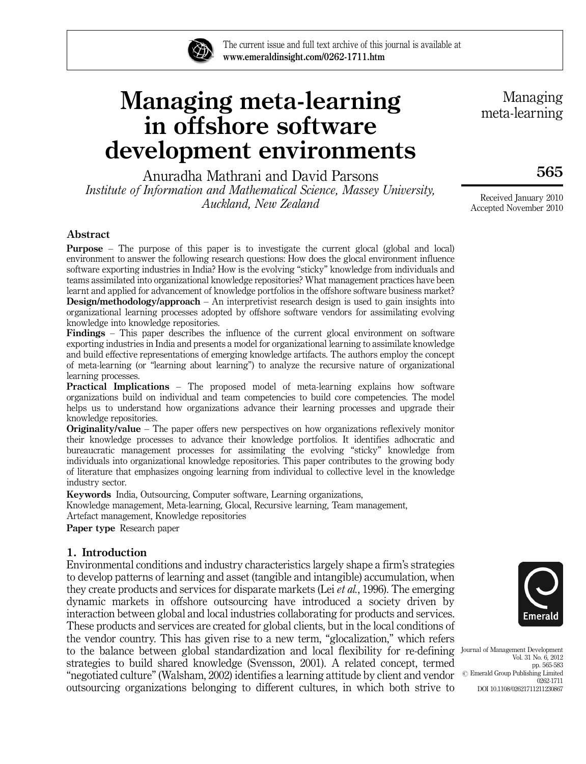# Managing meta-learning in offshore software development environments

Anuradha Mathrani and David Parsons

*Institute of Information and Mathematical Science, Massey University, Auckland, New Zealand*

Received January 2010
Accepted November 2010

## Abstract

**Purpose** – The purpose of this paper is to investigate the current glocal (global and local) environment to answer the following research questions: How does the glocal environment influence software exporting industries in India? How is the evolving "sticky" knowledge from individuals and teams assimilated into organizational knowledge repositories? What management practices have been learnt and applied for advancement of knowledge portfolios in the offshore software business market?

**Design/methodology/approach** – An interpretivist research design is used to gain insights into organizational learning processes adopted by offshore software vendors for assimilating evolving knowledge into knowledge repositories.

**Findings** – This paper describes the influence of the current glocal environment on software exporting industries in India and presents a model for organizational learning to assimilate knowledge and build effective representations of emerging knowledge artifacts. The authors employ the concept of meta-learning (or "learning about learning") to analyze the recursive nature of organizational learning processes.

**Practical Implications** – The proposed model of meta-learning explains how software organizations build on individual and team competencies to build core competencies. The model helps us to understand how organizations advance their learning processes and upgrade their knowledge repositories.

**Originality/value** – The paper offers new perspectives on how organizations reflexively monitor their knowledge processes to advance their knowledge portfolios. It identifies adhocratic and bureaucratic management processes for assimilating the evolving "sticky" knowledge from individuals into organizational knowledge repositories. This paper contributes to the growing body of literature that emphasizes ongoing learning from individual to collective level in the knowledge industry sector.

**Keywords** India, Outsourcing, Computer software, Learning organizations, Knowledge management, Meta-learning, Glocal, Recursive learning, Team management, Artefact management, Knowledge repositories

**Paper type** Research paper

## 1. Introduction

Environmental conditions and industry characteristics largely shape a firm's strategies to develop patterns of learning and asset (tangible and intangible) accumulation, when they create products and services for disparate markets (Lei *et al.*, 1996). The emerging dynamic markets in offshore outsourcing have introduced a society driven by interaction between global and local industries collaborating for products and services. These products and services are created for global clients, but in the local conditions of the vendor country. This has given rise to a new term, "glocalization," which refers to the balance between global standardization and local flexibility for re-defining strategies to build shared knowledge (Svensson, 2001). A related concept, termed "negotiated culture" (Walsham, 2002) identifies a learning attitude by client and vendor outsourcing organizations belonging to different cultures, in which both strive to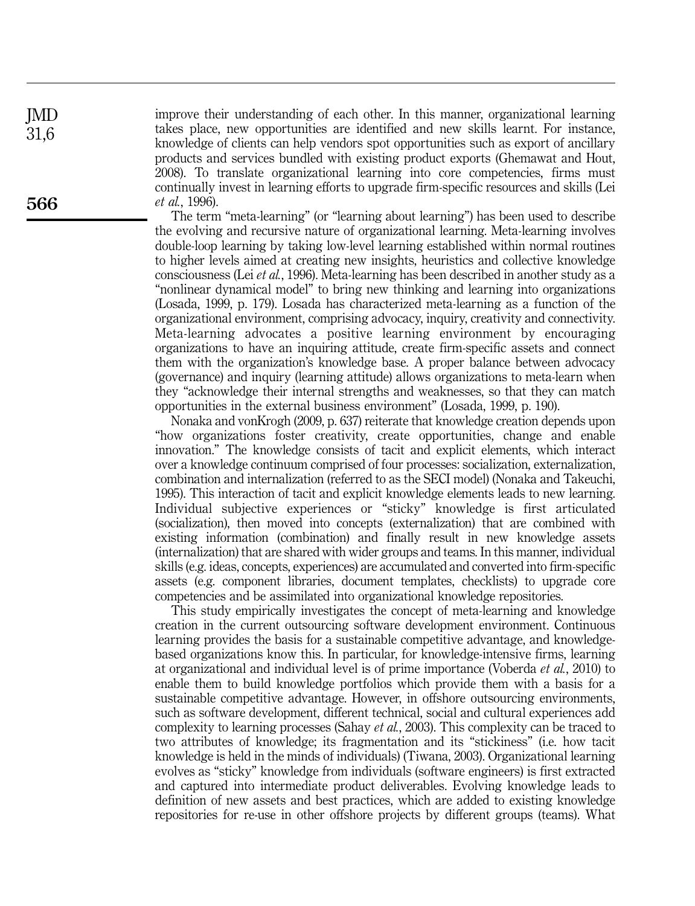improve their understanding of each other. In this manner, organizational learning takes place, new opportunities are identified and new skills learnt. For instance, knowledge of clients can help vendors spot opportunities such as export of ancillary products and services bundled with existing product exports (Ghemawat and Hout, 2008). To translate organizational learning into core competencies, firms must continually invest in learning efforts to upgrade firm-specific resources and skills (Lei *et al.*, 1996).

The term "meta-learning" (or "learning about learning") has been used to describe the evolving and recursive nature of organizational learning. Meta-learning involves double-loop learning by taking low-level learning established within normal routines to higher levels aimed at creating new insights, heuristics and collective knowledge consciousness (Lei *et al.*, 1996). Meta-learning has been described in another study as a "nonlinear dynamical model" to bring new thinking and learning into organizations (Losada, 1999, p. 179). Losada has characterized meta-learning as a function of the organizational environment, comprising advocacy, inquiry, creativity and connectivity. Meta-learning advocates a positive learning environment by encouraging organizations to have an inquiring attitude, create firm-specific assets and connect them with the organization's knowledge base. A proper balance between advocacy (governance) and inquiry (learning attitude) allows organizations to meta-learn when they "acknowledge their internal strengths and weaknesses, so that they can match opportunities in the external business environment" (Losada, 1999, p. 190).

Nonaka and vonKrogh (2009, p. 637) reiterate that knowledge creation depends upon "how organizations foster creativity, create opportunities, change and enable innovation." The knowledge consists of tacit and explicit elements, which interact over a knowledge continuum comprised of four processes: socialization, externalization, combination and internalization (referred to as the SECI model) (Nonaka and Takeuchi, 1995). This interaction of tacit and explicit knowledge elements leads to new learning. Individual subjective experiences or "sticky" knowledge is first articulated (socialization), then moved into concepts (externalization) that are combined with existing information (combination) and finally result in new knowledge assets (internalization) that are shared with wider groups and teams. In this manner, individual skills (e.g. ideas, concepts, experiences) are accumulated and converted into firm-specific assets (e.g. component libraries, document templates, checklists) to upgrade core competencies and be assimilated into organizational knowledge repositories.

This study empirically investigates the concept of meta-learning and knowledge creation in the current outsourcing software development environment. Continuous learning provides the basis for a sustainable competitive advantage, and knowledge-based organizations know this. In particular, for knowledge-intensive firms, learning at organizational and individual level is of prime importance (Voberda *et al.*, 2010) to enable them to build knowledge portfolios which provide them with a basis for a sustainable competitive advantage. However, in offshore outsourcing environments, such as software development, different technical, social and cultural experiences add complexity to learning processes (Sahay *et al.*, 2003). This complexity can be traced to two attributes of knowledge; its fragmentation and its "stickiness" (i.e. how tacit knowledge is held in the minds of individuals) (Tiwana, 2003). Organizational learning evolves as "sticky" knowledge from individuals (software engineers) is first extracted and captured into intermediate product deliverables. Evolving knowledge leads to definition of new assets and best practices, which are added to existing knowledge repositories for re-use in other offshore projects by different groups (teams). What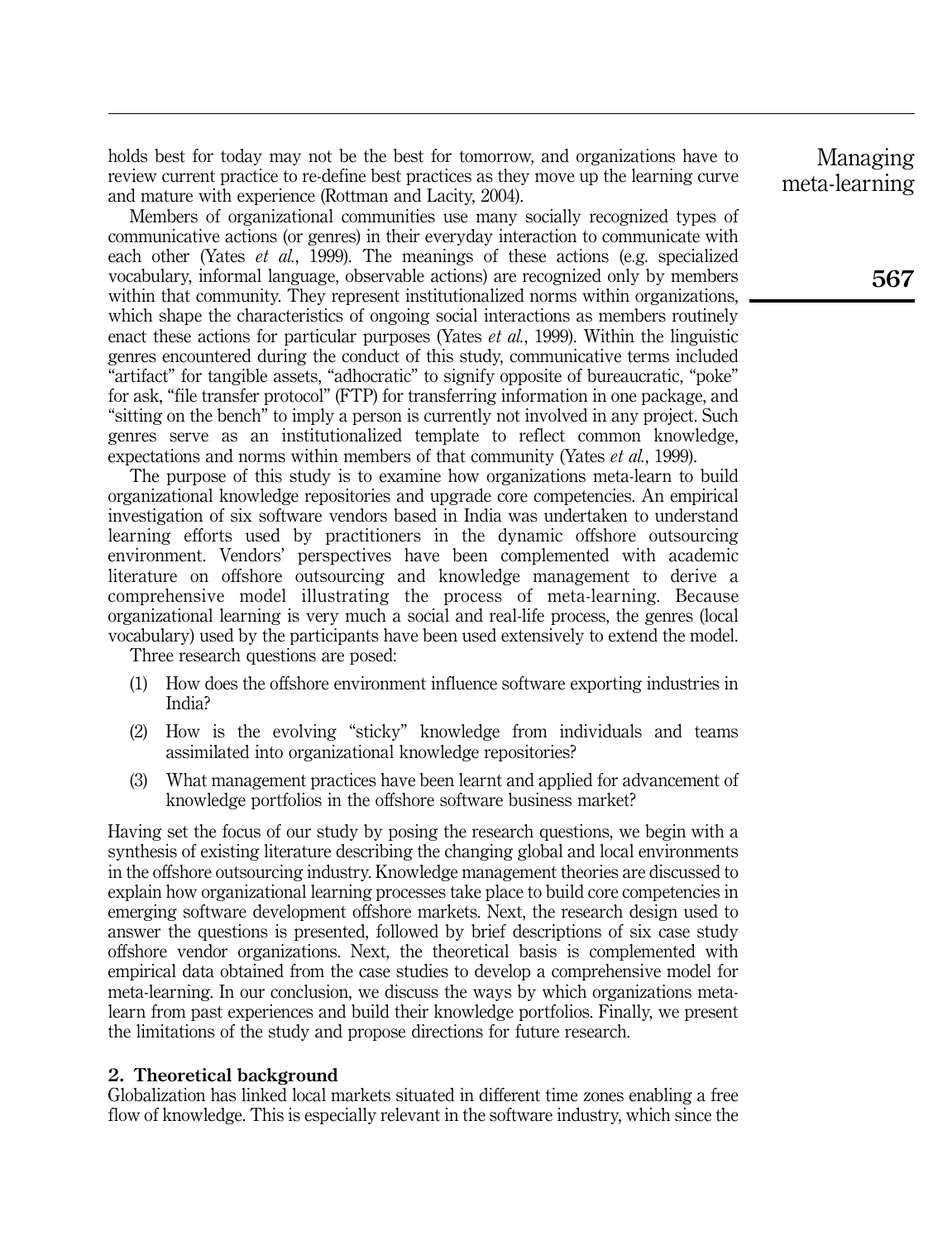holds best for today may not be the best for tomorrow, and organizations have to review current practice to re-define best practices as they move up the learning curve and mature with experience (Rottman and Lacity, 2004).

Members of organizational communities use many socially recognized types of communicative actions (or genres) in their everyday interaction to communicate with each other (Yates *et al.*, 1999). The meanings of these actions (e.g. specialized vocabulary, informal language, observable actions) are recognized only by members within that community. They represent institutionalized norms within organizations, which shape the characteristics of ongoing social interactions as members routinely enact these actions for particular purposes (Yates *et al.*, 1999). Within the linguistic genres encountered during the conduct of this study, communicative terms included "artifact" for tangible assets, "adhocratic" to signify opposite of bureaucratic, "poke" for ask, "file transfer protocol" (FTP) for transferring information in one package, and "sitting on the bench" to imply a person is currently not involved in any project. Such genres serve as an institutionalized template to reflect common knowledge, expectations and norms within members of that community (Yates *et al.*, 1999).

The purpose of this study is to examine how organizations meta-learn to build organizational knowledge repositories and upgrade core competencies. An empirical investigation of six software vendors based in India was undertaken to understand learning efforts used by practitioners in the dynamic offshore outsourcing environment. Vendors' perspectives have been complemented with academic literature on offshore outsourcing and knowledge management to derive a comprehensive model illustrating the process of meta-learning. Because organizational learning is very much a social and real-life process, the genres (local vocabulary) used by the participants have been used extensively to extend the model.

Three research questions are posed:

1. How does the offshore environment influence software exporting industries in India?
2. How is the evolving "sticky" knowledge from individuals and teams assimilated into organizational knowledge repositories?
3. What management practices have been learnt and applied for advancement of knowledge portfolios in the offshore software business market?

Having set the focus of our study by posing the research questions, we begin with a synthesis of existing literature describing the changing global and local environments in the offshore outsourcing industry. Knowledge management theories are discussed to explain how organizational learning processes take place to build core competencies in emerging software development offshore markets. Next, the research design used to answer the questions is presented, followed by brief descriptions of six case study offshore vendor organizations. Next, the theoretical basis is complemented with empirical data obtained from the case studies to develop a comprehensive model for meta-learning. In our conclusion, we discuss the ways by which organizations meta-learn from past experiences and build their knowledge portfolios. Finally, we present the limitations of the study and propose directions for future research.

## 2. Theoretical background

Globalization has linked local markets situated in different time zones enabling a free flow of knowledge. This is especially relevant in the software industry, which since the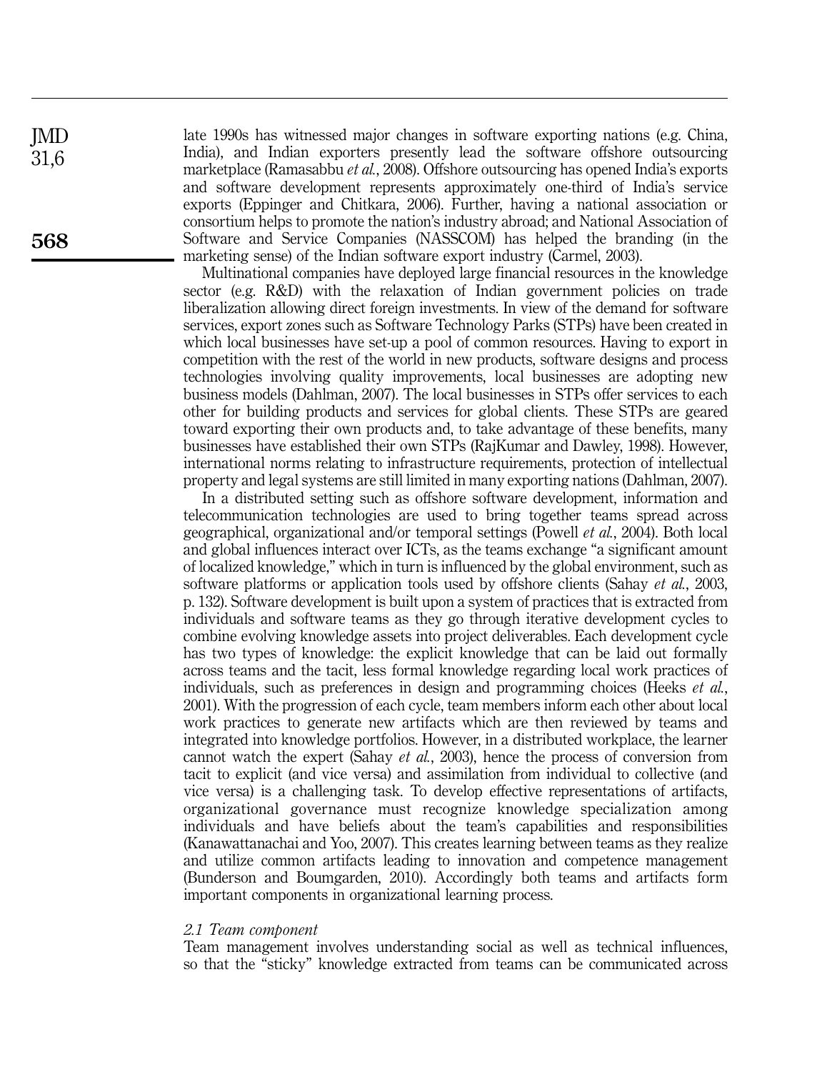late 1990s has witnessed major changes in software exporting nations (e.g. China, India), and Indian exporters presently lead the software offshore outsourcing marketplace (Ramasabbu *et al.*, 2008). Offshore outsourcing has opened India's exports and software development represents approximately one-third of India's service exports (Eppinger and Chitkara, 2006). Further, having a national association or consortium helps to promote the nation's industry abroad; and National Association of Software and Service Companies (NASSCOM) has helped the branding (in the marketing sense) of the Indian software export industry (Carmel, 2003).

Multinational companies have deployed large financial resources in the knowledge sector (e.g. R&D) with the relaxation of Indian government policies on trade liberalization allowing direct foreign investments. In view of the demand for software services, export zones such as Software Technology Parks (STPs) have been created in which local businesses have set-up a pool of common resources. Having to export in competition with the rest of the world in new products, software designs and process technologies involving quality improvements, local businesses are adopting new business models (Dahlman, 2007). The local businesses in STPs offer services to each other for building products and services for global clients. These STPs are geared toward exporting their own products and, to take advantage of these benefits, many businesses have established their own STPs (RajKumar and Dawley, 1998). However, international norms relating to infrastructure requirements, protection of intellectual property and legal systems are still limited in many exporting nations (Dahlman, 2007).

In a distributed setting such as offshore software development, information and telecommunication technologies are used to bring together teams spread across geographical, organizational and/or temporal settings (Powell *et al.*, 2004). Both local and global influences interact over ICTs, as the teams exchange "a significant amount of localized knowledge," which in turn is influenced by the global environment, such as software platforms or application tools used by offshore clients (Sahay *et al.*, 2003, p. 132). Software development is built upon a system of practices that is extracted from individuals and software teams as they go through iterative development cycles to combine evolving knowledge assets into project deliverables. Each development cycle has two types of knowledge: the explicit knowledge that can be laid out formally across teams and the tacit, less formal knowledge regarding local work practices of individuals, such as preferences in design and programming choices (Heeks *et al.*, 2001). With the progression of each cycle, team members inform each other about local work practices to generate new artifacts which are then reviewed by teams and integrated into knowledge portfolios. However, in a distributed workplace, the learner cannot watch the expert (Sahay *et al.*, 2003), hence the process of conversion from tacit to explicit (and vice versa) and assimilation from individual to collective (and vice versa) is a challenging task. To develop effective representations of artifacts, organizational governance must recognize knowledge specialization among individuals and have beliefs about the team's capabilities and responsibilities (Kanawattanachai and Yoo, 2007). This creates learning between teams as they realize and utilize common artifacts leading to innovation and competence management (Bunderson and Boumgarden, 2010). Accordingly both teams and artifacts form important components in organizational learning process.

### *2.1 Team component*

Team management involves understanding social as well as technical influences, so that the "sticky" knowledge extracted from teams can be communicated across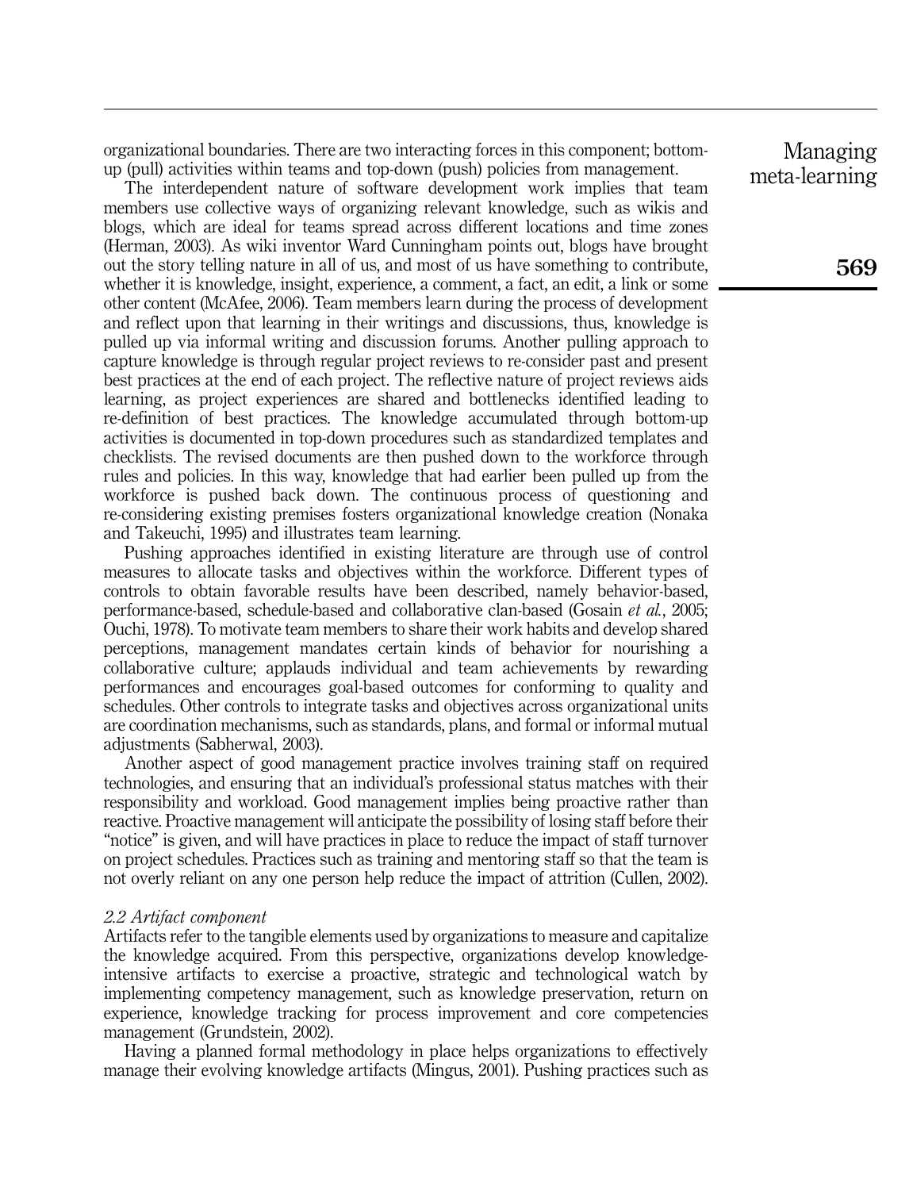organizational boundaries. There are two interacting forces in this component; bottom-up (pull) activities within teams and top-down (push) policies from management.

The interdependent nature of software development work implies that team members use collective ways of organizing relevant knowledge, such as wikis and blogs, which are ideal for teams spread across different locations and time zones (Herman, 2003). As wiki inventor Ward Cunningham points out, blogs have brought out the story telling nature in all of us, and most of us have something to contribute, whether it is knowledge, insight, experience, a comment, a fact, an edit, a link or some other content (McAfee, 2006). Team members learn during the process of development and reflect upon that learning in their writings and discussions, thus, knowledge is pulled up via informal writing and discussion forums. Another pulling approach to capture knowledge is through regular project reviews to re-consider past and present best practices at the end of each project. The reflective nature of project reviews aids learning, as project experiences are shared and bottlenecks identified leading to re-definition of best practices. The knowledge accumulated through bottom-up activities is documented in top-down procedures such as standardized templates and checklists. The revised documents are then pushed down to the workforce through rules and policies. In this way, knowledge that had earlier been pulled up from the workforce is pushed back down. The continuous process of questioning and re-considering existing premises fosters organizational knowledge creation (Nonaka and Takeuchi, 1995) and illustrates team learning.

Pushing approaches identified in existing literature are through use of control measures to allocate tasks and objectives within the workforce. Different types of controls to obtain favorable results have been described, namely behavior-based, performance-based, schedule-based and collaborative clan-based (Gosain *et al.*, 2005; Ouchi, 1978). To motivate team members to share their work habits and develop shared perceptions, management mandates certain kinds of behavior for nourishing a collaborative culture; applauds individual and team achievements by rewarding performances and encourages goal-based outcomes for conforming to quality and schedules. Other controls to integrate tasks and objectives across organizational units are coordination mechanisms, such as standards, plans, and formal or informal mutual adjustments (Sabherwal, 2003).

Another aspect of good management practice involves training staff on required technologies, and ensuring that an individual's professional status matches with their responsibility and workload. Good management implies being proactive rather than reactive. Proactive management will anticipate the possibility of losing staff before their "notice" is given, and will have practices in place to reduce the impact of staff turnover on project schedules. Practices such as training and mentoring staff so that the team is not overly reliant on any one person help reduce the impact of attrition (Cullen, 2002).

### *2.2 Artifact component*

Artifacts refer to the tangible elements used by organizations to measure and capitalize the knowledge acquired. From this perspective, organizations develop knowledge-intensive artifacts to exercise a proactive, strategic and technological watch by implementing competency management, such as knowledge preservation, return on experience, knowledge tracking for process improvement and core competencies management (Grundstein, 2002).

Having a planned formal methodology in place helps organizations to effectively manage their evolving knowledge artifacts (Mingus, 2001). Pushing practices such as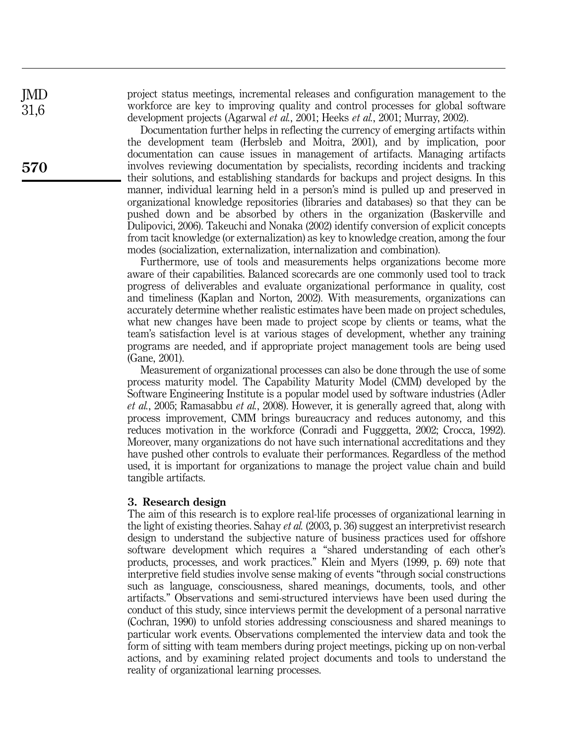project status meetings, incremental releases and configuration management to the workforce are key to improving quality and control processes for global software development projects (Agarwal *et al.*, 2001; Heeks *et al.*, 2001; Murray, 2002).

Documentation further helps in reflecting the currency of emerging artifacts within the development team (Herbsleb and Moitra, 2001), and by implication, poor documentation can cause issues in management of artifacts. Managing artifacts involves reviewing documentation by specialists, recording incidents and tracking their solutions, and establishing standards for backups and project designs. In this manner, individual learning held in a person's mind is pulled up and preserved in organizational knowledge repositories (libraries and databases) so that they can be pushed down and be absorbed by others in the organization (Baskerville and Dulipovici, 2006). Takeuchi and Nonaka (2002) identify conversion of explicit concepts from tacit knowledge (or externalization) as key to knowledge creation, among the four modes (socialization, externalization, internalization and combination).

Furthermore, use of tools and measurements helps organizations become more aware of their capabilities. Balanced scorecards are one commonly used tool to track progress of deliverables and evaluate organizational performance in quality, cost and timeliness (Kaplan and Norton, 2002). With measurements, organizations can accurately determine whether realistic estimates have been made on project schedules, what new changes have been made to project scope by clients or teams, what the team's satisfaction level is at various stages of development, whether any training programs are needed, and if appropriate project management tools are being used (Gane, 2001).

Measurement of organizational processes can also be done through the use of some process maturity model. The Capability Maturity Model (CMM) developed by the Software Engineering Institute is a popular model used by software industries (Adler *et al.*, 2005; Ramasabbu *et al.*, 2008). However, it is generally agreed that, along with process improvement, CMM brings bureaucracy and reduces autonomy, and this reduces motivation in the workforce (Conradi and Fugggetta, 2002; Crocca, 1992). Moreover, many organizations do not have such international accreditations and they have pushed other controls to evaluate their performances. Regardless of the method used, it is important for organizations to manage the project value chain and build tangible artifacts.

## 3. Research design

The aim of this research is to explore real-life processes of organizational learning in the light of existing theories. Sahay *et al.* (2003, p. 36) suggest an interpretivist research design to understand the subjective nature of business practices used for offshore software development which requires a "shared understanding of each other's products, processes, and work practices." Klein and Myers (1999, p. 69) note that interpretive field studies involve sense making of events "through social constructions such as language, consciousness, shared meanings, documents, tools, and other artifacts." Observations and semi-structured interviews have been used during the conduct of this study, since interviews permit the development of a personal narrative (Cochran, 1990) to unfold stories addressing consciousness and shared meanings to particular work events. Observations complemented the interview data and took the form of sitting with team members during project meetings, picking up on non-verbal actions, and by examining related project documents and tools to understand the reality of organizational learning processes.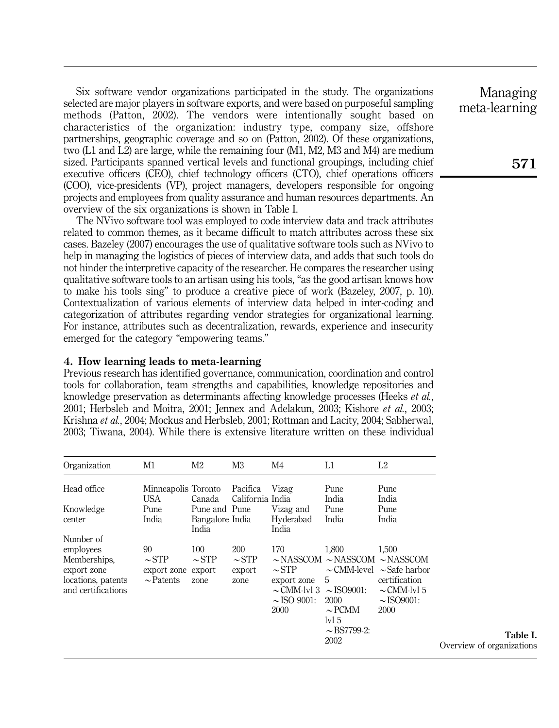Six software vendor organizations participated in the study. The organizations selected are major players in software exports, and were based on purposeful sampling methods (Patton, 2002). The vendors were intentionally sought based on characteristics of the organization: industry type, company size, offshore partnerships, geographic coverage and so on (Patton, 2002). Of these organizations, two (L1 and L2) are large, while the remaining four (M1, M2, M3 and M4) are medium sized. Participants spanned vertical levels and functional groupings, including chief executive officers (CEO), chief technology officers (CTO), chief operations officers (COO), vice-presidents (VP), project managers, developers responsible for ongoing projects and employees from quality assurance and human resources departments. An overview of the six organizations is shown in Table I.

The NVivo software tool was employed to code interview data and track attributes related to common themes, as it became difficult to match attributes across these six cases. Bazeley (2007) encourages the use of qualitative software tools such as NVivo to help in managing the logistics of pieces of interview data, and adds that such tools do not hinder the interpretive capacity of the researcher. He compares the researcher using qualitative software tools to an artisan using his tools, "as the good artisan knows how to make his tools sing" to produce a creative piece of work (Bazeley, 2007, p. 10). Contextualization of various elements of interview data helped in inter-coding and categorization of attributes regarding vendor strategies for organizational learning. For instance, attributes such as decentralization, rewards, experience and insecurity emerged for the category "empowering teams."

## 4. How learning leads to meta-learning

Previous research has identified governance, communication, coordination and control tools for collaboration, team strengths and capabilities, knowledge repositories and knowledge preservation as determinants affecting knowledge processes (Heeks *et al.*, 2001; Herbsleb and Moitra, 2001; Jennex and Adelakun, 2003; Kishore *et al.*, 2003; Krishna *et al.*, 2004; Mockus and Herbsleb, 2001; Rottman and Lacity, 2004; Sabherwal, 2003; Tiwana, 2004). While there is extensive literature written on these individual

| Organization | M1 | M2 | M3 | M4 | L1 | L2 |
|---|---|---|---|---|---|---|
| Head office | Minneapolis USA | Toronto Canada | Pacifica California | Vizag India | Pune India | Pune India |
| Knowledge center | Pune India | Pune and Bangalore India | Pune India | Vizag and Hyderabad India | Pune India | Pune India |
| Number of employees | 90 | 100 | 200 | 170 | 1,800 | 1,500 |
| Memberships, export zone locations, patents and certifications | ~STP export zone ~Patents | ~STP export zone | ~STP export zone | ~NASSCOM ~STP export zone ~CMM-lvl 3 ~ISO 9001: 2000 | ~NASSCOM ~CMM-level 5 ~ISO9001: 2000 ~PCMM lvl 5 ~BS7799-2: 2002 | ~NASSCOM ~Safe harbor certification ~CMM-lvl 5 ~ISO9001: 2000 |

**Table I.** Overview of organizations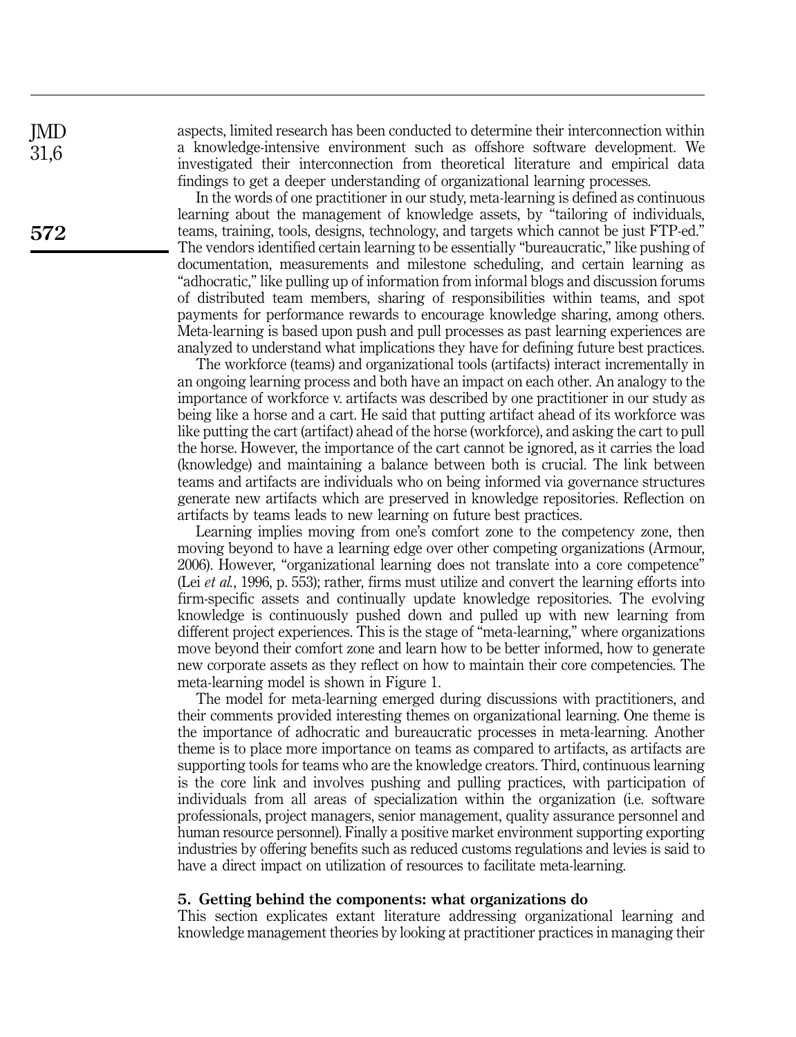aspects, limited research has been conducted to determine their interconnection within a knowledge-intensive environment such as offshore software development. We investigated their interconnection from theoretical literature and empirical data findings to get a deeper understanding of organizational learning processes.

In the words of one practitioner in our study, meta-learning is defined as continuous learning about the management of knowledge assets, by "tailoring of individuals, teams, training, tools, designs, technology, and targets which cannot be just FTP-ed." The vendors identified certain learning to be essentially "bureaucratic," like pushing of documentation, measurements and milestone scheduling, and certain learning as "adhocratic," like pulling up of information from informal blogs and discussion forums of distributed team members, sharing of responsibilities within teams, and spot payments for performance rewards to encourage knowledge sharing, among others. Meta-learning is based upon push and pull processes as past learning experiences are analyzed to understand what implications they have for defining future best practices.

The workforce (teams) and organizational tools (artifacts) interact incrementally in an ongoing learning process and both have an impact on each other. An analogy to the importance of workforce v. artifacts was described by one practitioner in our study as being like a horse and a cart. He said that putting artifact ahead of its workforce was like putting the cart (artifact) ahead of the horse (workforce), and asking the cart to pull the horse. However, the importance of the cart cannot be ignored, as it carries the load (knowledge) and maintaining a balance between both is crucial. The link between teams and artifacts are individuals who on being informed via governance structures generate new artifacts which are preserved in knowledge repositories. Reflection on artifacts by teams leads to new learning on future best practices.

Learning implies moving from one's comfort zone to the competency zone, then moving beyond to have a learning edge over other competing organizations (Armour, 2006). However, "organizational learning does not translate into a core competence" (Lei *et al.*, 1996, p. 553); rather, firms must utilize and convert the learning efforts into firm-specific assets and continually update knowledge repositories. The evolving knowledge is continuously pushed down and pulled up with new learning from different project experiences. This is the stage of "meta-learning," where organizations move beyond their comfort zone and learn how to be better informed, how to generate new corporate assets as they reflect on how to maintain their core competencies. The meta-learning model is shown in Figure 1.

The model for meta-learning emerged during discussions with practitioners, and their comments provided interesting themes on organizational learning. One theme is the importance of adhocratic and bureaucratic processes in meta-learning. Another theme is to place more importance on teams as compared to artifacts, as artifacts are supporting tools for teams who are the knowledge creators. Third, continuous learning is the core link and involves pushing and pulling practices, with participation of individuals from all areas of specialization within the organization (i.e. software professionals, project managers, senior management, quality assurance personnel and human resource personnel). Finally a positive market environment supporting exporting industries by offering benefits such as reduced customs regulations and levies is said to have a direct impact on utilization of resources to facilitate meta-learning.

## 5. Getting behind the components: what organizations do

This section explicates extant literature addressing organizational learning and knowledge management theories by looking at practitioner practices in managing their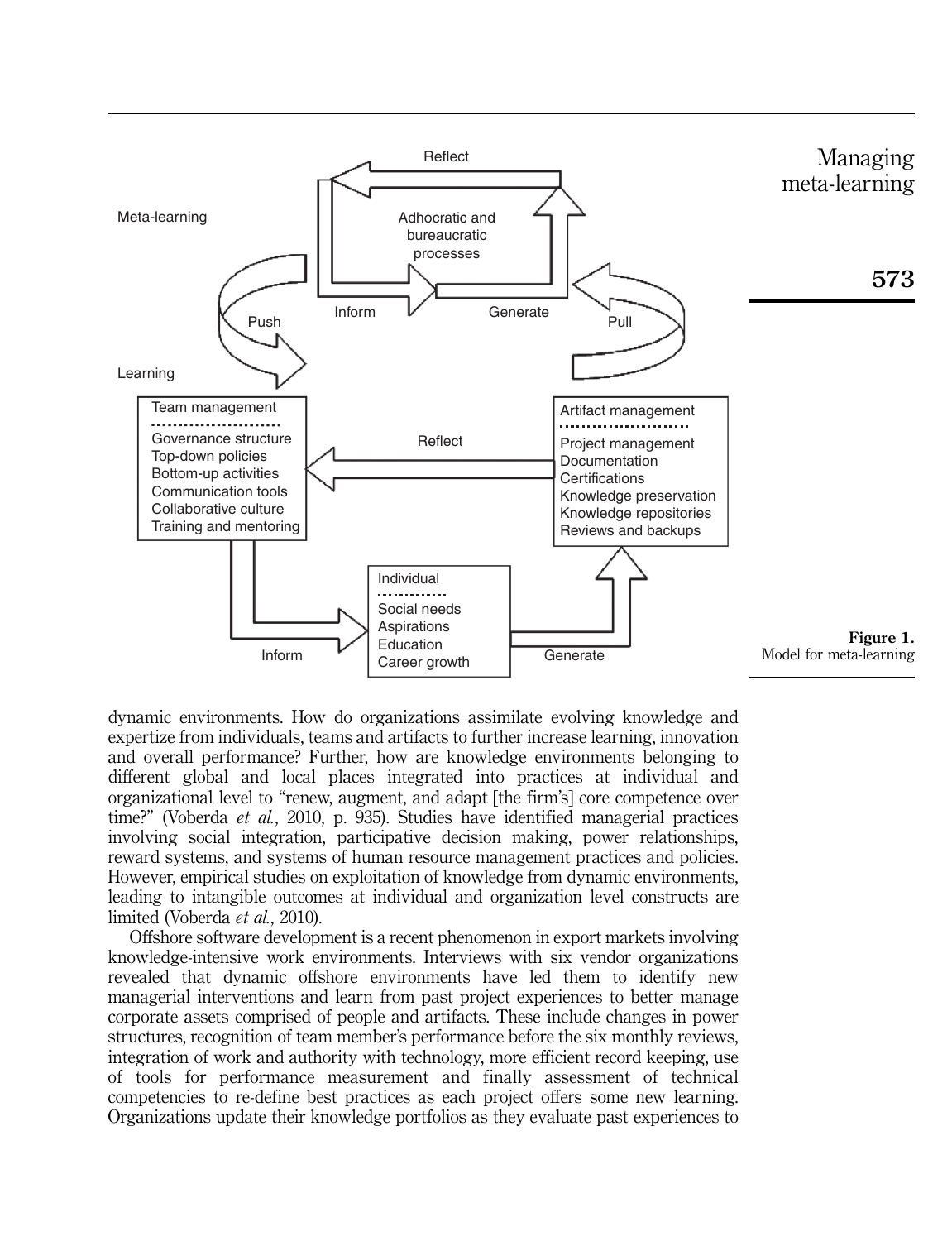Figure 1.
Model for meta-learning

dynamic environments. How do organizations assimilate evolving knowledge and expertize from individuals, teams and artifacts to further increase learning, innovation and overall performance? Further, how are knowledge environments belonging to different global and local places integrated into practices at individual and organizational level to "renew, augment, and adapt [the firm's] core competence over time?" (Voberda *et al.*, 2010, p. 935). Studies have identified managerial practices involving social integration, participative decision making, power relationships, reward systems, and systems of human resource management practices and policies. However, empirical studies on exploitation of knowledge from dynamic environments, leading to intangible outcomes at individual and organization level constructs are limited (Voberda *et al.*, 2010).

Offshore software development is a recent phenomenon in export markets involving knowledge-intensive work environments. Interviews with six vendor organizations revealed that dynamic offshore environments have led them to identify new managerial interventions and learn from past project experiences to better manage corporate assets comprised of people and artifacts. These include changes in power structures, recognition of team member's performance before the six monthly reviews, integration of work and authority with technology, more efficient record keeping, use of tools for performance measurement and finally assessment of technical competencies to re-define best practices as each project offers some new learning. Organizations update their knowledge portfolios as they evaluate past experiences to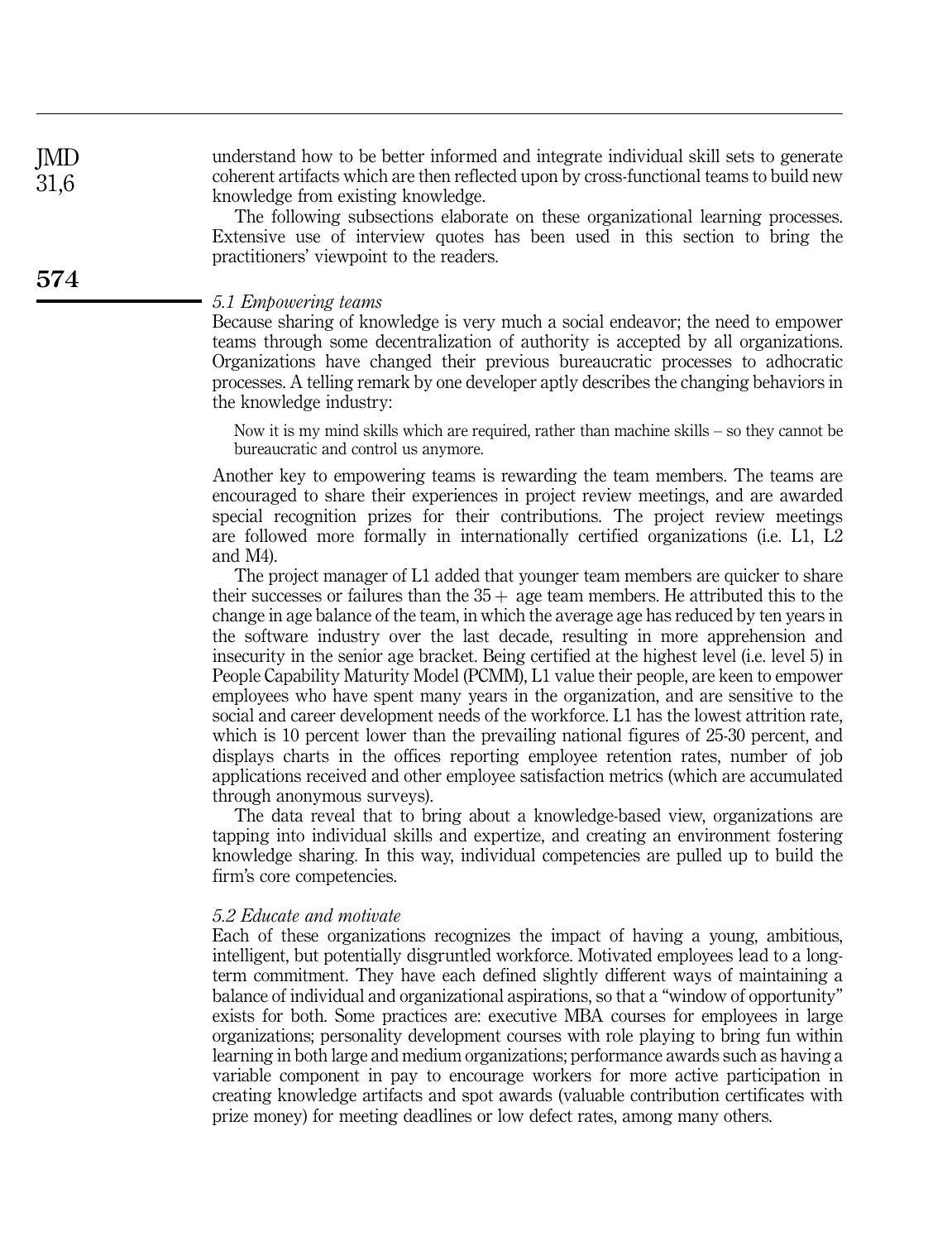understand how to be better informed and integrate individual skill sets to generate coherent artifacts which are then reflected upon by cross-functional teams to build new knowledge from existing knowledge.

The following subsections elaborate on these organizational learning processes. Extensive use of interview quotes has been used in this section to bring the practitioners' viewpoint to the readers.

### *5.1 Empowering teams*

Because sharing of knowledge is very much a social endeavor; the need to empower teams through some decentralization of authority is accepted by all organizations. Organizations have changed their previous bureaucratic processes to adhocratic processes. A telling remark by one developer aptly describes the changing behaviors in the knowledge industry:

> Now it is my mind skills which are required, rather than machine skills – so they cannot be bureaucratic and control us anymore.

Another key to empowering teams is rewarding the team members. The teams are encouraged to share their experiences in project review meetings, and are awarded special recognition prizes for their contributions. The project review meetings are followed more formally in internationally certified organizations (i.e. L1, L2 and M4).

The project manager of L1 added that younger team members are quicker to share their successes or failures than the 35 + age team members. He attributed this to the change in age balance of the team, in which the average age has reduced by ten years in the software industry over the last decade, resulting in more apprehension and insecurity in the senior age bracket. Being certified at the highest level (i.e. level 5) in People Capability Maturity Model (PCMM), L1 value their people, are keen to empower employees who have spent many years in the organization, and are sensitive to the social and career development needs of the workforce. L1 has the lowest attrition rate, which is 10 percent lower than the prevailing national figures of 25-30 percent, and displays charts in the offices reporting employee retention rates, number of job applications received and other employee satisfaction metrics (which are accumulated through anonymous surveys).

The data reveal that to bring about a knowledge-based view, organizations are tapping into individual skills and expertize, and creating an environment fostering knowledge sharing. In this way, individual competencies are pulled up to build the firm's core competencies.

### *5.2 Educate and motivate*

Each of these organizations recognizes the impact of having a young, ambitious, intelligent, but potentially disgruntled workforce. Motivated employees lead to a long-term commitment. They have each defined slightly different ways of maintaining a balance of individual and organizational aspirations, so that a "window of opportunity" exists for both. Some practices are: executive MBA courses for employees in large organizations; personality development courses with role playing to bring fun within learning in both large and medium organizations; performance awards such as having a variable component in pay to encourage workers for more active participation in creating knowledge artifacts and spot awards (valuable contribution certificates with prize money) for meeting deadlines or low defect rates, among many others.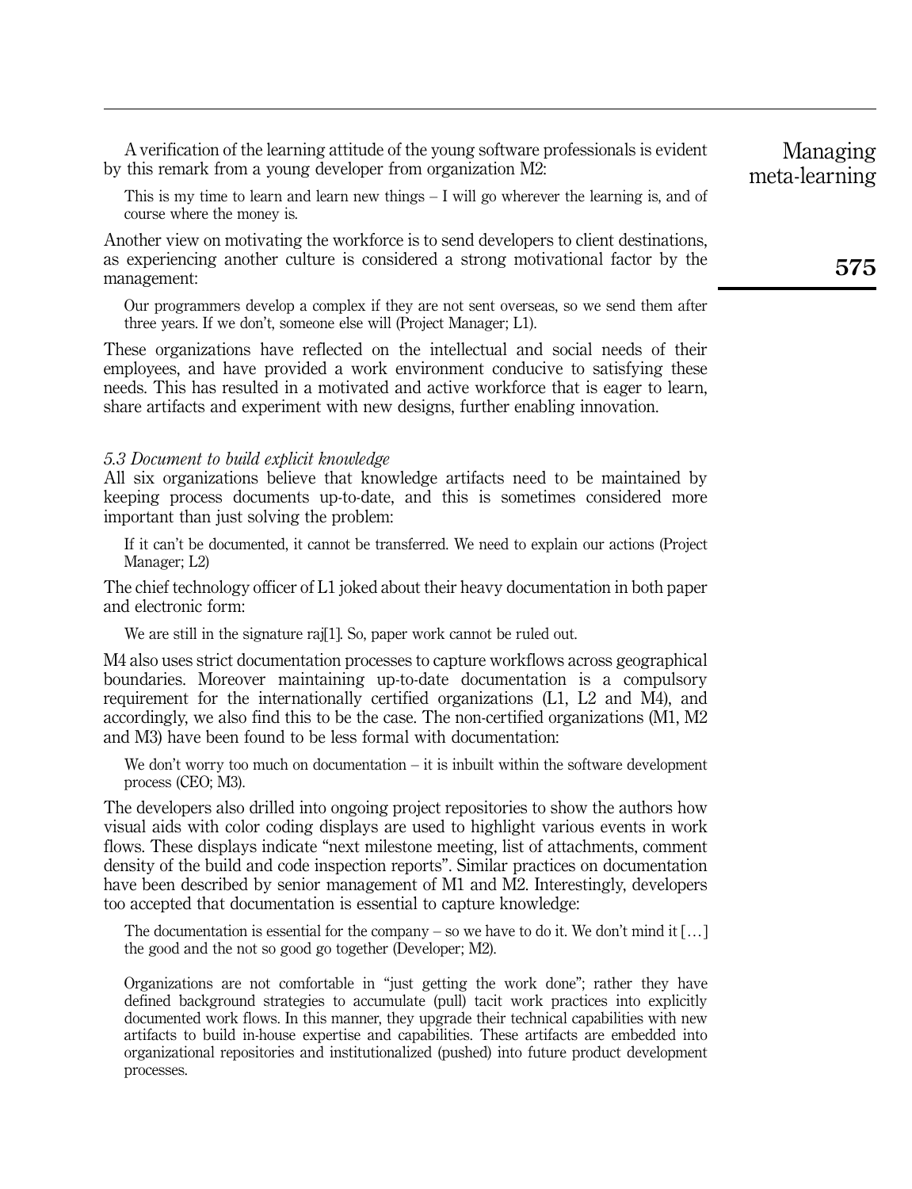A verification of the learning attitude of the young software professionals is evident by this remark from a young developer from organization M2:

> This is my time to learn and learn new things – I will go wherever the learning is, and of course where the money is.

Another view on motivating the workforce is to send developers to client destinations, as experiencing another culture is considered a strong motivational factor by the management:

> Our programmers develop a complex if they are not sent overseas, so we send them after three years. If we don't, someone else will (Project Manager; L1).

These organizations have reflected on the intellectual and social needs of their employees, and have provided a work environment conducive to satisfying these needs. This has resulted in a motivated and active workforce that is eager to learn, share artifacts and experiment with new designs, further enabling innovation.

### *5.3 Document to build explicit knowledge*

All six organizations believe that knowledge artifacts need to be maintained by keeping process documents up-to-date, and this is sometimes considered more important than just solving the problem:

> If it can't be documented, it cannot be transferred. We need to explain our actions (Project Manager; L2)

The chief technology officer of L1 joked about their heavy documentation in both paper and electronic form:

> We are still in the signature raj[1]. So, paper work cannot be ruled out.

M4 also uses strict documentation processes to capture workflows across geographical boundaries. Moreover maintaining up-to-date documentation is a compulsory requirement for the internationally certified organizations (L1, L2 and M4), and accordingly, we also find this to be the case. The non-certified organizations (M1, M2 and M3) have been found to be less formal with documentation:

> We don't worry too much on documentation – it is inbuilt within the software development process (CEO; M3).

The developers also drilled into ongoing project repositories to show the authors how visual aids with color coding displays are used to highlight various events in work flows. These displays indicate "next milestone meeting, list of attachments, comment density of the build and code inspection reports". Similar practices on documentation have been described by senior management of M1 and M2. Interestingly, developers too accepted that documentation is essential to capture knowledge:

> The documentation is essential for the company – so we have to do it. We don't mind it […] the good and the not so good go together (Developer; M2).

> Organizations are not comfortable in "just getting the work done"; rather they have defined background strategies to accumulate (pull) tacit work practices into explicitly documented work flows. In this manner, they upgrade their technical capabilities with new artifacts to build in-house expertise and capabilities. These artifacts are embedded into organizational repositories and institutionalized (pushed) into future product development processes.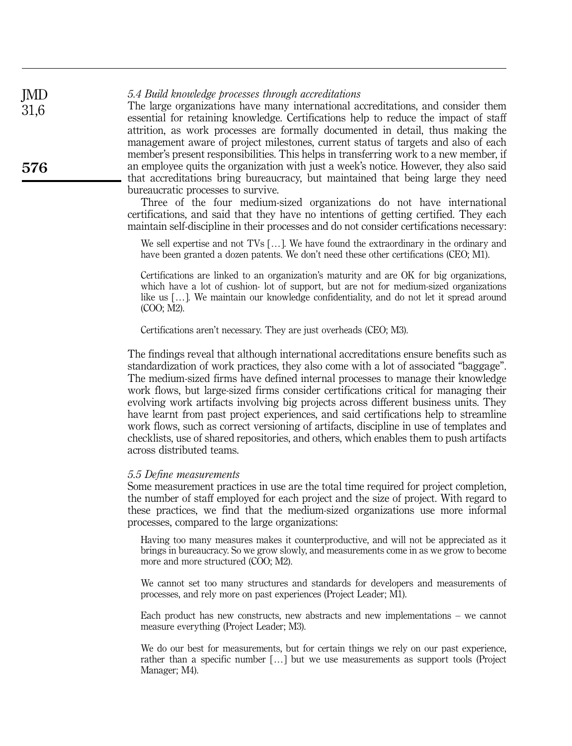### 5.4 Build knowledge processes through accreditations

The large organizations have many international accreditations, and consider them essential for retaining knowledge. Certifications help to reduce the impact of staff attrition, as work processes are formally documented in detail, thus making the management aware of project milestones, current status of targets and also of each member's present responsibilities. This helps in transferring work to a new member, if an employee quits the organization with just a week's notice. However, they also said that accreditations bring bureaucracy, but maintained that being large they need bureaucratic processes to survive.

Three of the four medium-sized organizations do not have international certifications, and said that they have no intentions of getting certified. They each maintain self-discipline in their processes and do not consider certifications necessary:

> We sell expertise and not TVs […]. We have found the extraordinary in the ordinary and have been granted a dozen patents. We don't need these other certifications (CEO; M1).

> Certifications are linked to an organization's maturity and are OK for big organizations, which have a lot of cushion- lot of support, but are not for medium-sized organizations like us […]. We maintain our knowledge confidentiality, and do not let it spread around (COO; M2).

> Certifications aren't necessary. They are just overheads (CEO; M3).

The findings reveal that although international accreditations ensure benefits such as standardization of work practices, they also come with a lot of associated "baggage". The medium-sized firms have defined internal processes to manage their knowledge work flows, but large-sized firms consider certifications critical for managing their evolving work artifacts involving big projects across different business units. They have learnt from past project experiences, and said certifications help to streamline work flows, such as correct versioning of artifacts, discipline in use of templates and checklists, use of shared repositories, and others, which enables them to push artifacts across distributed teams.

### 5.5 Define measurements

Some measurement practices in use are the total time required for project completion, the number of staff employed for each project and the size of project. With regard to these practices, we find that the medium-sized organizations use more informal processes, compared to the large organizations:

> Having too many measures makes it counterproductive, and will not be appreciated as it brings in bureaucracy. So we grow slowly, and measurements come in as we grow to become more and more structured (COO; M2).

> We cannot set too many structures and standards for developers and measurements of processes, and rely more on past experiences (Project Leader; M1).

> Each product has new constructs, new abstracts and new implementations – we cannot measure everything (Project Leader; M3).

> We do our best for measurements, but for certain things we rely on our past experience, rather than a specific number […] but we use measurements as support tools (Project Manager; M4).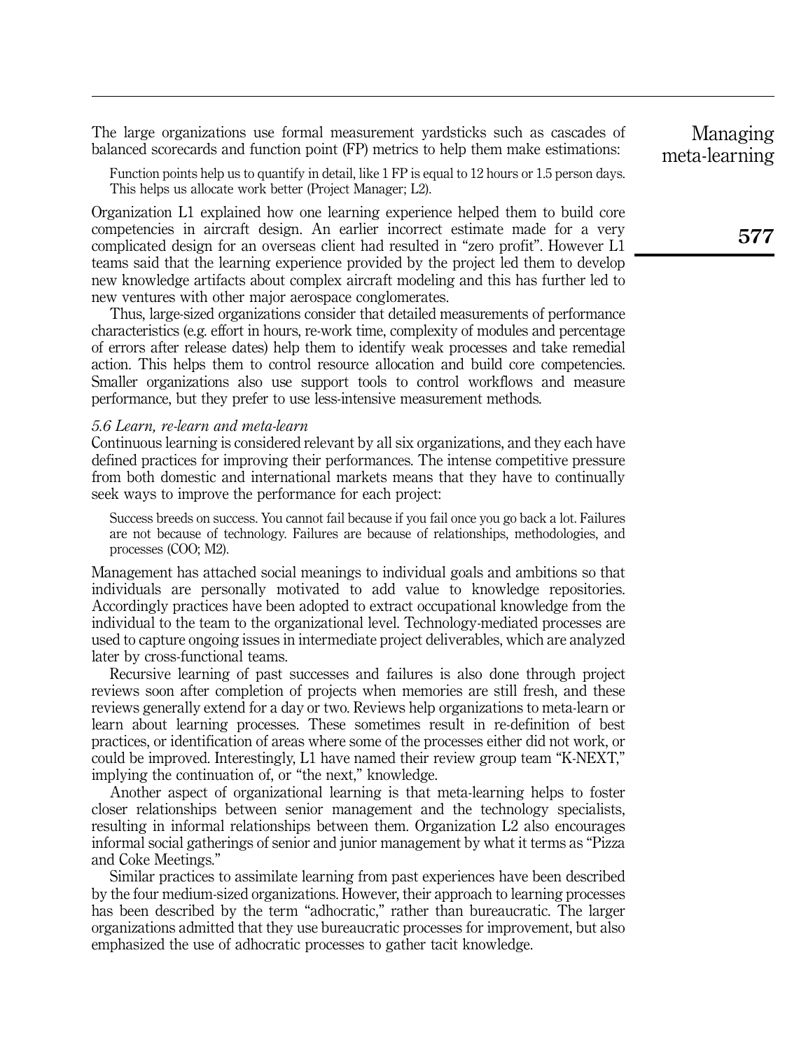The large organizations use formal measurement yardsticks such as cascades of balanced scorecards and function point (FP) metrics to help them make estimations:

> Function points help us to quantify in detail, like 1 FP is equal to 12 hours or 1.5 person days. This helps us allocate work better (Project Manager; L2).

Organization L1 explained how one learning experience helped them to build core competencies in aircraft design. An earlier incorrect estimate made for a very complicated design for an overseas client had resulted in "zero profit". However L1 teams said that the learning experience provided by the project led them to develop new knowledge artifacts about complex aircraft modeling and this has further led to new ventures with other major aerospace conglomerates.

Thus, large-sized organizations consider that detailed measurements of performance characteristics (e.g. effort in hours, re-work time, complexity of modules and percentage of errors after release dates) help them to identify weak processes and take remedial action. This helps them to control resource allocation and build core competencies. Smaller organizations also use support tools to control workflows and measure performance, but they prefer to use less-intensive measurement methods.

### *5.6 Learn, re-learn and meta-learn*

Continuous learning is considered relevant by all six organizations, and they each have defined practices for improving their performances. The intense competitive pressure from both domestic and international markets means that they have to continually seek ways to improve the performance for each project:

> Success breeds on success. You cannot fail because if you fail once you go back a lot. Failures are not because of technology. Failures are because of relationships, methodologies, and processes (COO; M2).

Management has attached social meanings to individual goals and ambitions so that individuals are personally motivated to add value to knowledge repositories. Accordingly practices have been adopted to extract occupational knowledge from the individual to the team to the organizational level. Technology-mediated processes are used to capture ongoing issues in intermediate project deliverables, which are analyzed later by cross-functional teams.

Recursive learning of past successes and failures is also done through project reviews soon after completion of projects when memories are still fresh, and these reviews generally extend for a day or two. Reviews help organizations to meta-learn or learn about learning processes. These sometimes result in re-definition of best practices, or identification of areas where some of the processes either did not work, or could be improved. Interestingly, L1 have named their review group team "K-NEXT," implying the continuation of, or "the next," knowledge.

Another aspect of organizational learning is that meta-learning helps to foster closer relationships between senior management and the technology specialists, resulting in informal relationships between them. Organization L2 also encourages informal social gatherings of senior and junior management by what it terms as "Pizza and Coke Meetings."

Similar practices to assimilate learning from past experiences have been described by the four medium-sized organizations. However, their approach to learning processes has been described by the term "adhocratic," rather than bureaucratic. The larger organizations admitted that they use bureaucratic processes for improvement, but also emphasized the use of adhocratic processes to gather tacit knowledge.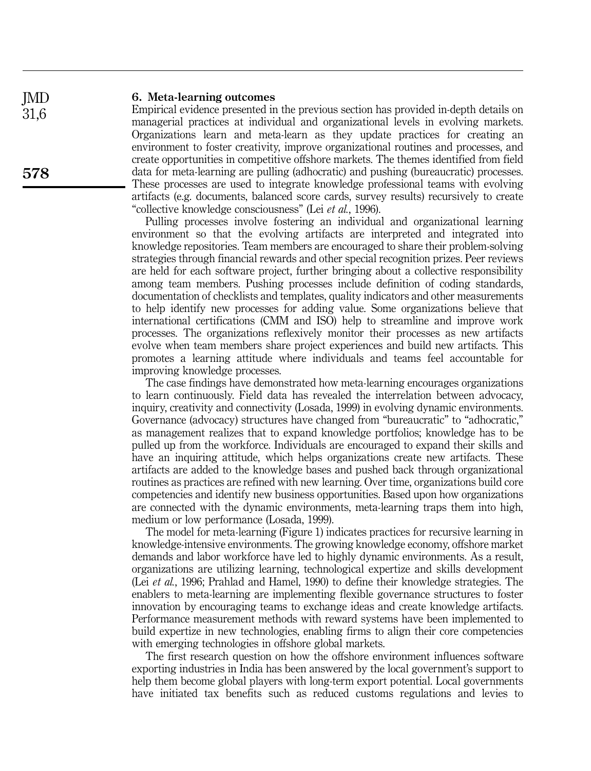## 6. Meta-learning outcomes

Empirical evidence presented in the previous section has provided in-depth details on managerial practices at individual and organizational levels in evolving markets. Organizations learn and meta-learn as they update practices for creating an environment to foster creativity, improve organizational routines and processes, and create opportunities in competitive offshore markets. The themes identified from field data for meta-learning are pulling (adhocratic) and pushing (bureaucratic) processes. These processes are used to integrate knowledge professional teams with evolving artifacts (e.g. documents, balanced score cards, survey results) recursively to create "collective knowledge consciousness" (Lei *et al.*, 1996).

Pulling processes involve fostering an individual and organizational learning environment so that the evolving artifacts are interpreted and integrated into knowledge repositories. Team members are encouraged to share their problem-solving strategies through financial rewards and other special recognition prizes. Peer reviews are held for each software project, further bringing about a collective responsibility among team members. Pushing processes include definition of coding standards, documentation of checklists and templates, quality indicators and other measurements to help identify new processes for adding value. Some organizations believe that international certifications (CMM and ISO) help to streamline and improve work processes. The organizations reflexively monitor their processes as new artifacts evolve when team members share project experiences and build new artifacts. This promotes a learning attitude where individuals and teams feel accountable for improving knowledge processes.

The case findings have demonstrated how meta-learning encourages organizations to learn continuously. Field data has revealed the interrelation between advocacy, inquiry, creativity and connectivity (Losada, 1999) in evolving dynamic environments. Governance (advocacy) structures have changed from "bureaucratic" to "adhocratic," as management realizes that to expand knowledge portfolios; knowledge has to be pulled up from the workforce. Individuals are encouraged to expand their skills and have an inquiring attitude, which helps organizations create new artifacts. These artifacts are added to the knowledge bases and pushed back through organizational routines as practices are refined with new learning. Over time, organizations build core competencies and identify new business opportunities. Based upon how organizations are connected with the dynamic environments, meta-learning traps them into high, medium or low performance (Losada, 1999).

The model for meta-learning (Figure 1) indicates practices for recursive learning in knowledge-intensive environments. The growing knowledge economy, offshore market demands and labor workforce have led to highly dynamic environments. As a result, organizations are utilizing learning, technological expertize and skills development (Lei *et al.*, 1996; Prahlad and Hamel, 1990) to define their knowledge strategies. The enablers to meta-learning are implementing flexible governance structures to foster innovation by encouraging teams to exchange ideas and create knowledge artifacts. Performance measurement methods with reward systems have been implemented to build expertize in new technologies, enabling firms to align their core competencies with emerging technologies in offshore global markets.

The first research question on how the offshore environment influences software exporting industries in India has been answered by the local government's support to help them become global players with long-term export potential. Local governments have initiated tax benefits such as reduced customs regulations and levies to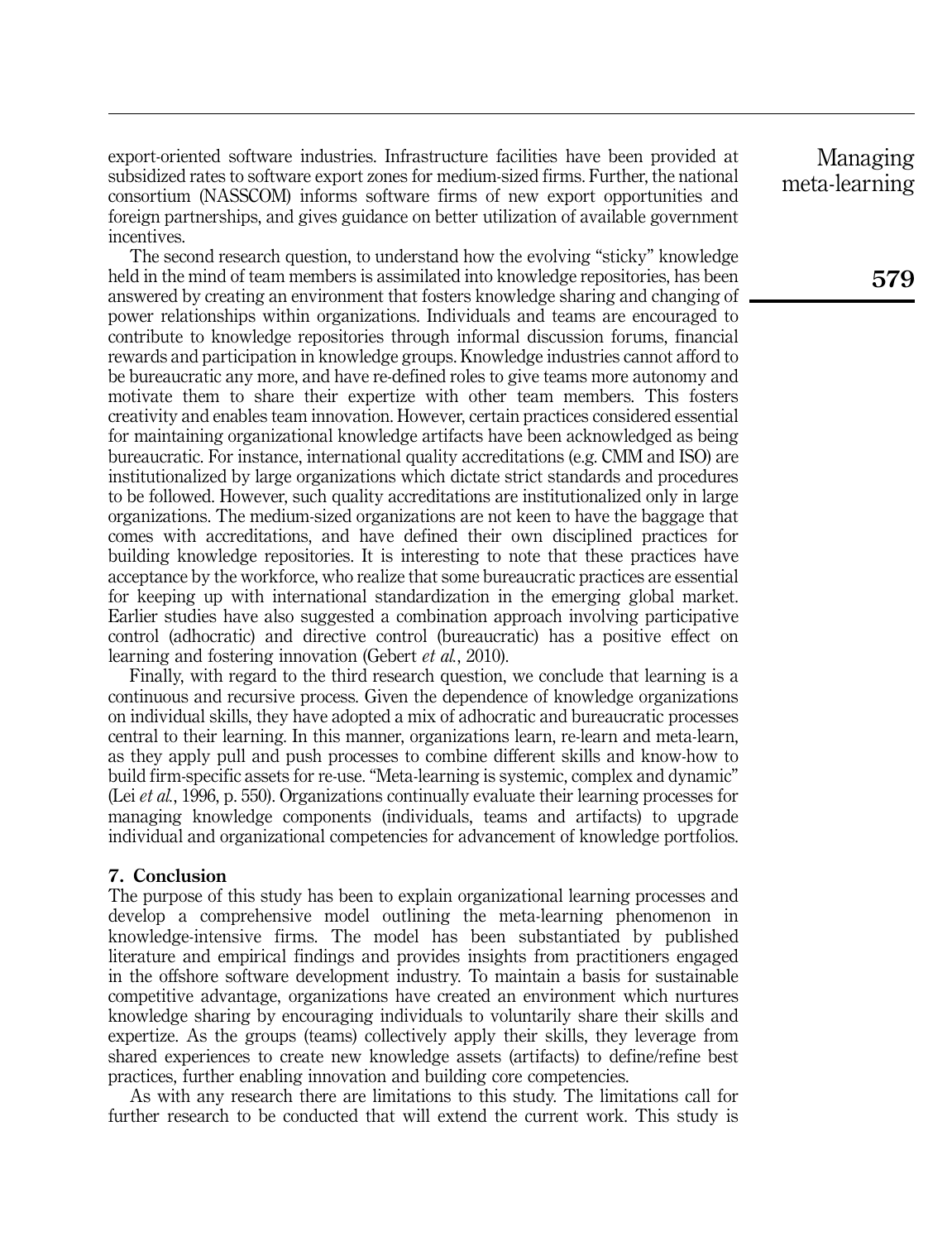export-oriented software industries. Infrastructure facilities have been provided at subsidized rates to software export zones for medium-sized firms. Further, the national consortium (NASSCOM) informs software firms of new export opportunities and foreign partnerships, and gives guidance on better utilization of available government incentives.

The second research question, to understand how the evolving "sticky" knowledge held in the mind of team members is assimilated into knowledge repositories, has been answered by creating an environment that fosters knowledge sharing and changing of power relationships within organizations. Individuals and teams are encouraged to contribute to knowledge repositories through informal discussion forums, financial rewards and participation in knowledge groups. Knowledge industries cannot afford to be bureaucratic any more, and have re-defined roles to give teams more autonomy and motivate them to share their expertize with other team members. This fosters creativity and enables team innovation. However, certain practices considered essential for maintaining organizational knowledge artifacts have been acknowledged as being bureaucratic. For instance, international quality accreditations (e.g. CMM and ISO) are institutionalized by large organizations which dictate strict standards and procedures to be followed. However, such quality accreditations are institutionalized only in large organizations. The medium-sized organizations are not keen to have the baggage that comes with accreditations, and have defined their own disciplined practices for building knowledge repositories. It is interesting to note that these practices have acceptance by the workforce, who realize that some bureaucratic practices are essential for keeping up with international standardization in the emerging global market. Earlier studies have also suggested a combination approach involving participative control (adhocratic) and directive control (bureaucratic) has a positive effect on learning and fostering innovation (Gebert *et al.*, 2010).

Finally, with regard to the third research question, we conclude that learning is a continuous and recursive process. Given the dependence of knowledge organizations on individual skills, they have adopted a mix of adhocratic and bureaucratic processes central to their learning. In this manner, organizations learn, re-learn and meta-learn, as they apply pull and push processes to combine different skills and know-how to build firm-specific assets for re-use. "Meta-learning is systemic, complex and dynamic" (Lei *et al.*, 1996, p. 550). Organizations continually evaluate their learning processes for managing knowledge components (individuals, teams and artifacts) to upgrade individual and organizational competencies for advancement of knowledge portfolios.

## 7. Conclusion

The purpose of this study has been to explain organizational learning processes and develop a comprehensive model outlining the meta-learning phenomenon in knowledge-intensive firms. The model has been substantiated by published literature and empirical findings and provides insights from practitioners engaged in the offshore software development industry. To maintain a basis for sustainable competitive advantage, organizations have created an environment which nurtures knowledge sharing by encouraging individuals to voluntarily share their skills and expertize. As the groups (teams) collectively apply their skills, they leverage from shared experiences to create new knowledge assets (artifacts) to define/refine best practices, further enabling innovation and building core competencies.

As with any research there are limitations to this study. The limitations call for further research to be conducted that will extend the current work. This study is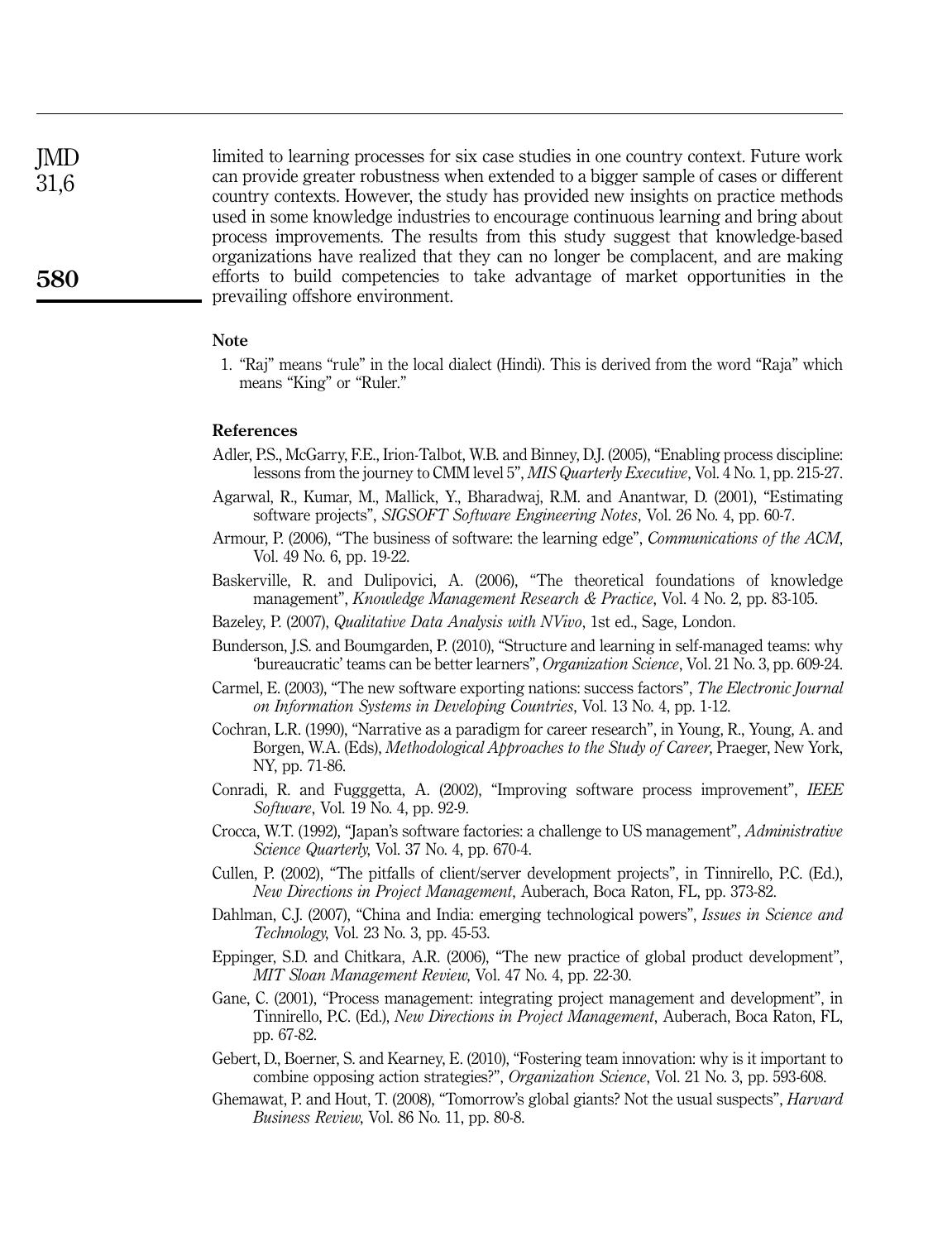limited to learning processes for six case studies in one country context. Future work can provide greater robustness when extended to a bigger sample of cases or different country contexts. However, the study has provided new insights on practice methods used in some knowledge industries to encourage continuous learning and bring about process improvements. The results from this study suggest that knowledge-based organizations have realized that they can no longer be complacent, and are making efforts to build competencies to take advantage of market opportunities in the prevailing offshore environment.

### Note

1. "Raj" means "rule" in the local dialect (Hindi). This is derived from the word "Raja" which means "King" or "Ruler."

### References

Adler, P.S., McGarry, F.E., Irion-Talbot, W.B. and Binney, D.J. (2005), "Enabling process discipline: lessons from the journey to CMM level 5", *MIS Quarterly Executive*, Vol. 4 No. 1, pp. 215-27.

Agarwal, R., Kumar, M., Mallick, Y., Bharadwaj, R.M. and Anantwar, D. (2001), "Estimating software projects", *SIGSOFT Software Engineering Notes*, Vol. 26 No. 4, pp. 60-7.

Armour, P. (2006), "The business of software: the learning edge", *Communications of the ACM*, Vol. 49 No. 6, pp. 19-22.

Baskerville, R. and Dulipovici, A. (2006), "The theoretical foundations of knowledge management", *Knowledge Management Research & Practice*, Vol. 4 No. 2, pp. 83-105.

Bazeley, P. (2007), *Qualitative Data Analysis with NVivo*, 1st ed., Sage, London.

Bunderson, J.S. and Boumgarden, P. (2010), "Structure and learning in self-managed teams: why 'bureaucratic' teams can be better learners", *Organization Science*, Vol. 21 No. 3, pp. 609-24.

Carmel, E. (2003), "The new software exporting nations: success factors", *The Electronic Journal on Information Systems in Developing Countries*, Vol. 13 No. 4, pp. 1-12.

Cochran, L.R. (1990), "Narrative as a paradigm for career research", in Young, R., Young, A. and Borgen, W.A. (Eds), *Methodological Approaches to the Study of Career*, Praeger, New York, NY, pp. 71-86.

Conradi, R. and Fugggetta, A. (2002), "Improving software process improvement", *IEEE Software*, Vol. 19 No. 4, pp. 92-9.

Crocca, W.T. (1992), "Japan's software factories: a challenge to US management", *Administrative Science Quarterly*, Vol. 37 No. 4, pp. 670-4.

Cullen, P. (2002), "The pitfalls of client/server development projects", in Tinnirello, P.C. (Ed.), *New Directions in Project Management*, Auberach, Boca Raton, FL, pp. 373-82.

Dahlman, C.J. (2007), "China and India: emerging technological powers", *Issues in Science and Technology*, Vol. 23 No. 3, pp. 45-53.

Eppinger, S.D. and Chitkara, A.R. (2006), "The new practice of global product development", *MIT Sloan Management Review*, Vol. 47 No. 4, pp. 22-30.

Gane, C. (2001), "Process management: integrating project management and development", in Tinnirello, P.C. (Ed.), *New Directions in Project Management*, Auberach, Boca Raton, FL, pp. 67-82.

Gebert, D., Boerner, S. and Kearney, E. (2010), "Fostering team innovation: why is it important to combine opposing action strategies?", *Organization Science*, Vol. 21 No. 3, pp. 593-608.

Ghemawat, P. and Hout, T. (2008), "Tomorrow's global giants? Not the usual suspects", *Harvard Business Review*, Vol. 86 No. 11, pp. 80-8.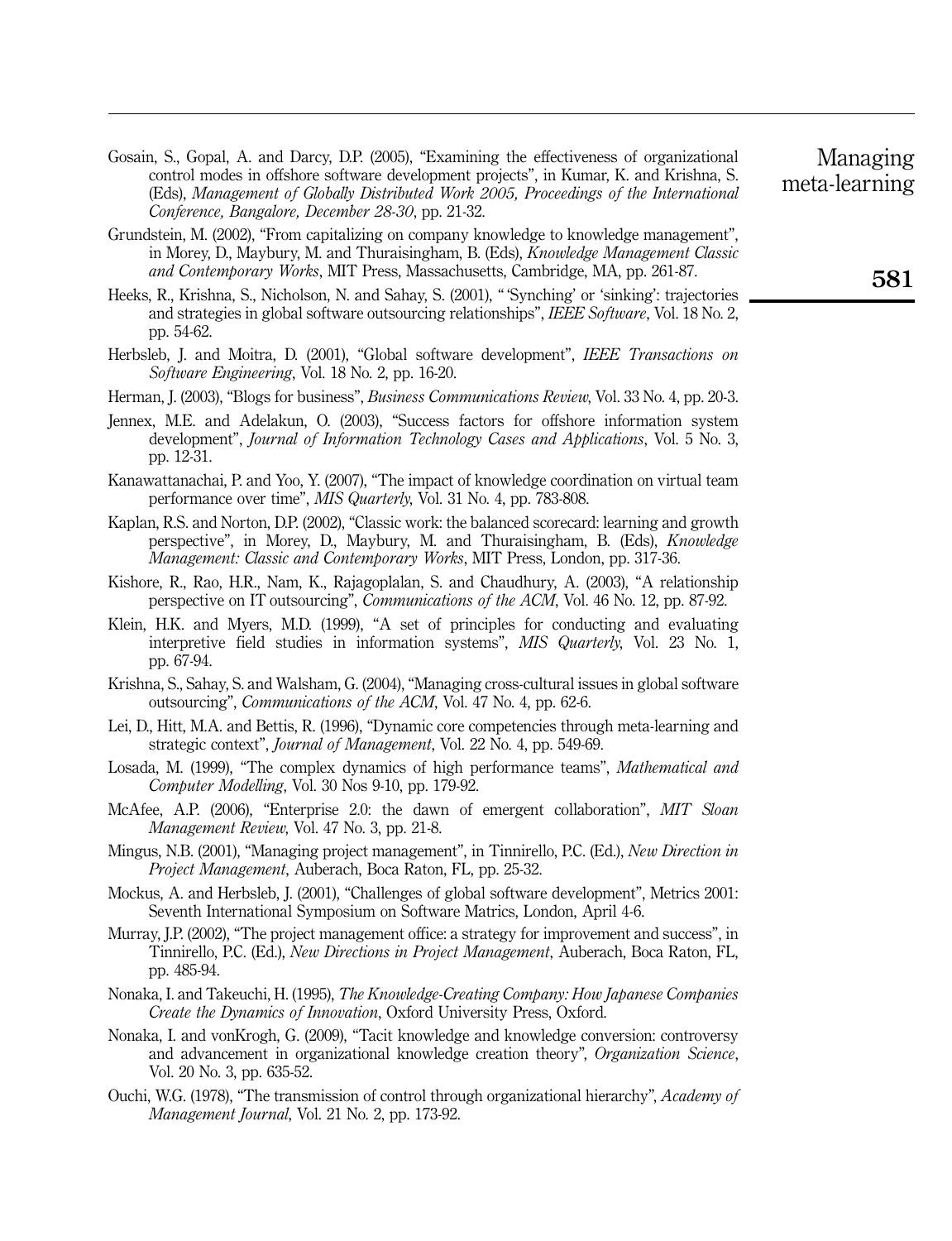Gosain, S., Gopal, A. and Darcy, D.P. (2005), "Examining the effectiveness of organizational control modes in offshore software development projects", in Kumar, K. and Krishna, S. (Eds), *Management of Globally Distributed Work 2005, Proceedings of the International Conference, Bangalore, December 28-30*, pp. 21-32.

Grundstein, M. (2002), "From capitalizing on company knowledge to knowledge management", in Morey, D., Maybury, M. and Thuraisingham, B. (Eds), *Knowledge Management Classic and Contemporary Works*, MIT Press, Massachusetts, Cambridge, MA, pp. 261-87.

Heeks, R., Krishna, S., Nicholson, N. and Sahay, S. (2001), " 'Synching' or 'sinking': trajectories and strategies in global software outsourcing relationships", *IEEE Software*, Vol. 18 No. 2, pp. 54-62.

Herbsleb, J. and Moitra, D. (2001), "Global software development", *IEEE Transactions on Software Engineering*, Vol. 18 No. 2, pp. 16-20.

Herman, J. (2003), "Blogs for business", *Business Communications Review*, Vol. 33 No. 4, pp. 20-3.

Jennex, M.E. and Adelakun, O. (2003), "Success factors for offshore information system development", *Journal of Information Technology Cases and Applications*, Vol. 5 No. 3, pp. 12-31.

Kanawattanachai, P. and Yoo, Y. (2007), "The impact of knowledge coordination on virtual team performance over time", *MIS Quarterly*, Vol. 31 No. 4, pp. 783-808.

Kaplan, R.S. and Norton, D.P. (2002), "Classic work: the balanced scorecard: learning and growth perspective", in Morey, D., Maybury, M. and Thuraisingham, B. (Eds), *Knowledge Management: Classic and Contemporary Works*, MIT Press, London, pp. 317-36.

Kishore, R., Rao, H.R., Nam, K., Rajagoplalan, S. and Chaudhury, A. (2003), "A relationship perspective on IT outsourcing", *Communications of the ACM*, Vol. 46 No. 12, pp. 87-92.

Klein, H.K. and Myers, M.D. (1999), "A set of principles for conducting and evaluating interpretive field studies in information systems", *MIS Quarterly*, Vol. 23 No. 1, pp. 67-94.

Krishna, S., Sahay, S. and Walsham, G. (2004), "Managing cross-cultural issues in global software outsourcing", *Communications of the ACM*, Vol. 47 No. 4, pp. 62-6.

Lei, D., Hitt, M.A. and Bettis, R. (1996), "Dynamic core competencies through meta-learning and strategic context", *Journal of Management*, Vol. 22 No. 4, pp. 549-69.

Losada, M. (1999), "The complex dynamics of high performance teams", *Mathematical and Computer Modelling*, Vol. 30 Nos 9-10, pp. 179-92.

McAfee, A.P. (2006), "Enterprise 2.0: the dawn of emergent collaboration", *MIT Sloan Management Review*, Vol. 47 No. 3, pp. 21-8.

Mingus, N.B. (2001), "Managing project management", in Tinnirello, P.C. (Ed.), *New Direction in Project Management*, Auberach, Boca Raton, FL, pp. 25-32.

Mockus, A. and Herbsleb, J. (2001), "Challenges of global software development", Metrics 2001: Seventh International Symposium on Software Matrics, London, April 4-6.

Murray, J.P. (2002), "The project management office: a strategy for improvement and success", in Tinnirello, P.C. (Ed.), *New Directions in Project Management*, Auberach, Boca Raton, FL, pp. 485-94.

Nonaka, I. and Takeuchi, H. (1995), *The Knowledge-Creating Company: How Japanese Companies Create the Dynamics of Innovation*, Oxford University Press, Oxford.

Nonaka, I. and vonKrogh, G. (2009), "Tacit knowledge and knowledge conversion: controversy and advancement in organizational knowledge creation theory", *Organization Science*, Vol. 20 No. 3, pp. 635-52.

Ouchi, W.G. (1978), "The transmission of control through organizational hierarchy", *Academy of Management Journal*, Vol. 21 No. 2, pp. 173-92.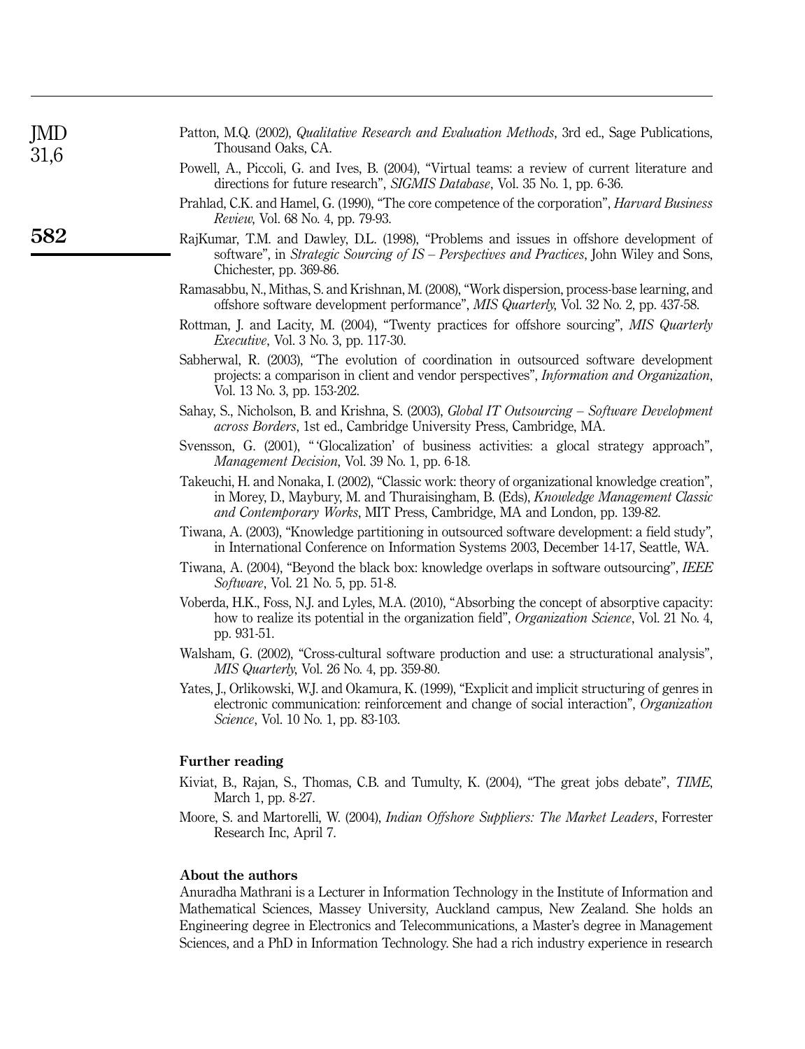Patton, M.Q. (2002), *Qualitative Research and Evaluation Methods*, 3rd ed., Sage Publications, Thousand Oaks, CA.

Powell, A., Piccoli, G. and Ives, B. (2004), "Virtual teams: a review of current literature and directions for future research", *SIGMIS Database*, Vol. 35 No. 1, pp. 6-36.

Prahlad, C.K. and Hamel, G. (1990), "The core competence of the corporation", *Harvard Business Review*, Vol. 68 No. 4, pp. 79-93.

RajKumar, T.M. and Dawley, D.L. (1998), "Problems and issues in offshore development of software", in *Strategic Sourcing of IS – Perspectives and Practices*, John Wiley and Sons, Chichester, pp. 369-86.

Ramasabbu, N., Mithas, S. and Krishnan, M. (2008), "Work dispersion, process-base learning, and offshore software development performance", *MIS Quarterly*, Vol. 32 No. 2, pp. 437-58.

Rottman, J. and Lacity, M. (2004), "Twenty practices for offshore sourcing", *MIS Quarterly Executive*, Vol. 3 No. 3, pp. 117-30.

Sabherwal, R. (2003), "The evolution of coordination in outsourced software development projects: a comparison in client and vendor perspectives", *Information and Organization*, Vol. 13 No. 3, pp. 153-202.

Sahay, S., Nicholson, B. and Krishna, S. (2003), *Global IT Outsourcing – Software Development across Borders*, 1st ed., Cambridge University Press, Cambridge, MA.

Svensson, G. (2001), "'Glocalization' of business activities: a glocal strategy approach", *Management Decision*, Vol. 39 No. 1, pp. 6-18.

Takeuchi, H. and Nonaka, I. (2002), "Classic work: theory of organizational knowledge creation", in Morey, D., Maybury, M. and Thuraisingham, B. (Eds), *Knowledge Management Classic and Contemporary Works*, MIT Press, Cambridge, MA and London, pp. 139-82.

Tiwana, A. (2003), "Knowledge partitioning in outsourced software development: a field study", in International Conference on Information Systems 2003, December 14-17, Seattle, WA.

Tiwana, A. (2004), "Beyond the black box: knowledge overlaps in software outsourcing", *IEEE Software*, Vol. 21 No. 5, pp. 51-8.

Voberda, H.K., Foss, N.J. and Lyles, M.A. (2010), "Absorbing the concept of absorptive capacity: how to realize its potential in the organization field", *Organization Science*, Vol. 21 No. 4, pp. 931-51.

Walsham, G. (2002), "Cross-cultural software production and use: a structurational analysis", *MIS Quarterly*, Vol. 26 No. 4, pp. 359-80.

Yates, J., Orlikowski, W.J. and Okamura, K. (1999), "Explicit and implicit structuring of genres in electronic communication: reinforcement and change of social interaction", *Organization Science*, Vol. 10 No. 1, pp. 83-103.

## Further reading

Kiviat, B., Rajan, S., Thomas, C.B. and Tumulty, K. (2004), "The great jobs debate", *TIME*, March 1, pp. 8-27.

Moore, S. and Martorelli, W. (2004), *Indian Offshore Suppliers: The Market Leaders*, Forrester Research Inc, April 7.

## About the authors

Anuradha Mathrani is a Lecturer in Information Technology in the Institute of Information and Mathematical Sciences, Massey University, Auckland campus, New Zealand. She holds an Engineering degree in Electronics and Telecommunications, a Master's degree in Management Sciences, and a PhD in Information Technology. She had a rich industry experience in research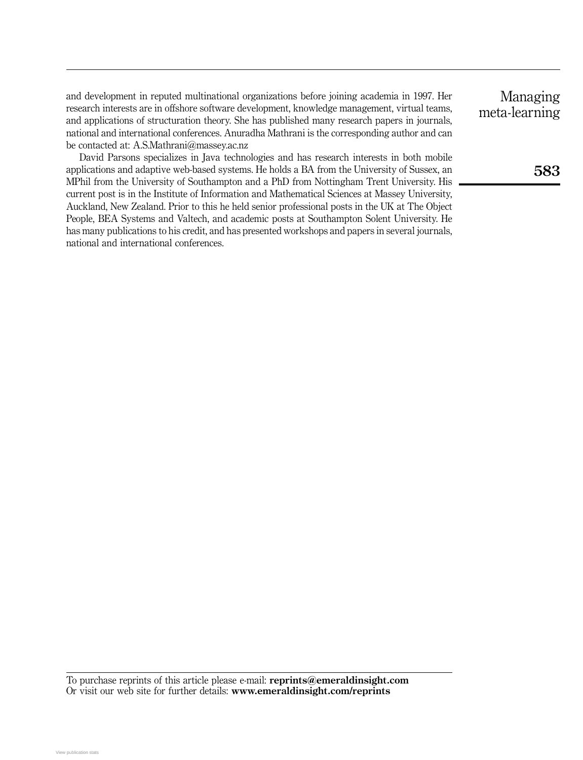and development in reputed multinational organizations before joining academia in 1997. Her research interests are in offshore software development, knowledge management, virtual teams, and applications of structuration theory. She has published many research papers in journals, national and international conferences. Anuradha Mathrani is the corresponding author and can be contacted at: A.S.Mathrani@massey.ac.nz

David Parsons specializes in Java technologies and has research interests in both mobile applications and adaptive web-based systems. He holds a BA from the University of Sussex, an MPhil from the University of Southampton and a PhD from Nottingham Trent University. His current post is in the Institute of Information and Mathematical Sciences at Massey University, Auckland, New Zealand. Prior to this he held senior professional posts in the UK at The Object People, BEA Systems and Valtech, and academic posts at Southampton Solent University. He has many publications to his credit, and has presented workshops and papers in several journals, national and international conferences.

To purchase reprints of this article please e-mail: **reprints@emeraldinsight.com**
Or visit our web site for further details: **www.emeraldinsight.com/reprints**